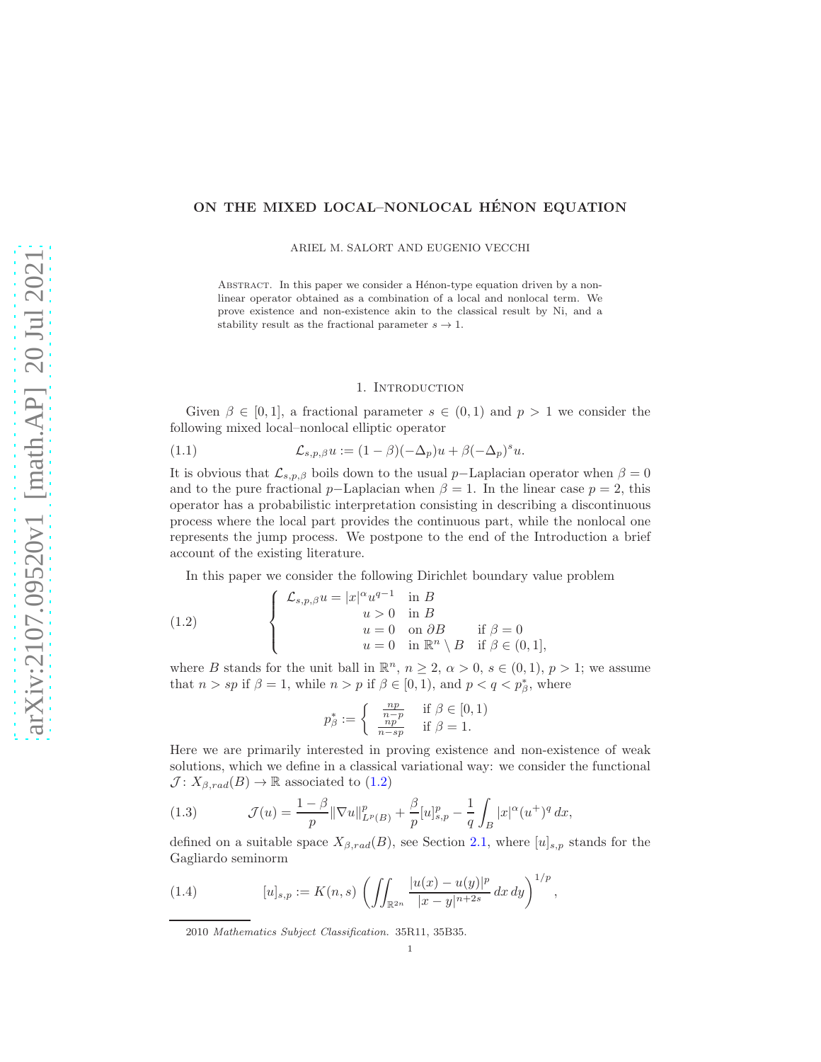# ON THE MIXED LOCAL–NONLOCAL HÉNON EQUATION

ARIEL M. SALORT AND EUGENIO VECCHI

Abstract. In this paper we consider a Hénon-type equation driven by a nonlinear operator obtained as a combination of a local and nonlocal term. We prove existence and non-existence akin to the classical result by Ni, and a stability result as the fractional parameter $s \to 1$.

## 1. Introduction

Given $\beta \in [0,1]$, a fractional parameter $s \in (0,1)$ and $p > 1$ we consider the following mixed local–nonlocal elliptic operator

$$\mathcal{L}_{s,p,\beta} u := (1-\beta)(-\Delta_p)u + \beta(-\Delta_p)^s u. \tag{1.1}$$

It is obvious that $\mathcal{L}_{s,p,\beta}$ boils down to the usual $p-$Laplacian operator when $\beta = 0$ and to the pure fractional $p-$Laplacian when $\beta = 1$. In the linear case $p = 2$, this operator has a probabilistic interpretation consisting in describing a discontinuous process where the local part provides the continuous part, while the nonlocal one represents the jump process. We postpone to the end of the Introduction a brief account of the existing literature.

In this paper we consider the following Dirichlet boundary value problem

$$\begin{cases} \mathcal{L}_{s,p,\beta} u = |x|^\alpha u^{q-1} & \text{in } B \\ u > 0 & \text{in } B \\ u = 0 & \text{on } \partial B \qquad \text{if } \beta = 0 \\ u = 0 & \text{in } \mathbb{R}^n \setminus B \quad \text{if } \beta \in (0,1], \end{cases} \tag{1.2}$$

where $B$ stands for the unit ball in $\mathbb{R}^n$, $n \geq 2$, $\alpha > 0$, $s \in (0,1)$, $p > 1$; we assume that $n > sp$ if $\beta = 1$, while $n > p$ if $\beta \in [0,1)$, and $p < q < p^*_\beta$, where

$$p^*_\beta := \begin{cases} \frac{np}{n-p} & \text{if } \beta \in [0,1) \\ \frac{np}{n-sp} & \text{if } \beta = 1. \end{cases}$$

Here we are primarily interested in proving existence and non-existence of weak solutions, which we define in a classical variational way: we consider the functional $\mathcal{J}\colon X_{\beta,rad}(B) \to \mathbb{R}$ associated to (1.2)

$$\mathcal{J}(u) = \frac{1-\beta}{p}\|\nabla u\|^p_{L^p(B)} + \frac{\beta}{p}[u]^p_{s,p} - \frac{1}{q}\int_B |x|^\alpha (u^+)^q \, dx, \tag{1.3}$$

defined on a suitable space $X_{\beta,rad}(B)$, see Section 2.1, where $[u]_{s,p}$ stands for the Gagliardo seminorm

$$[u]_{s,p} := K(n,s) \left( \iint_{\mathbb{R}^{2n}} \frac{|u(x)-u(y)|^p}{|x-y|^{n+2s}} \, dx \, dy \right)^{1/p}, \tag{1.4}$$

2010 *Mathematics Subject Classification.* 35R11, 35B35.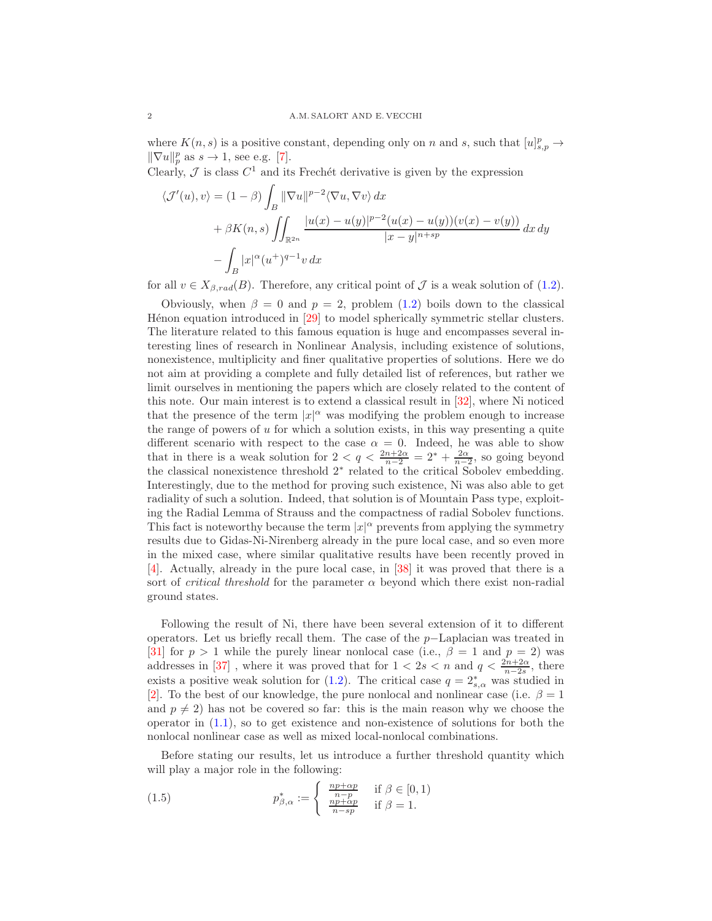where $K(n,s)$ is a positive constant, depending only on $n$ and $s$, such that $[u]_{s,p}^p \to \|\nabla u\|_p^p$ as $s \to 1$, see e.g. [7].
Clearly, $\mathcal{J}$ is class $C^1$ and its Frechét derivative is given by the expression

$$
\begin{aligned}
\langle \mathcal{J}'(u), v\rangle &= (1-\beta)\int_B \|\nabla u\|^{p-2}\langle \nabla u, \nabla v\rangle\,dx \\
&\quad + \beta K(n,s)\iint_{\mathbb{R}^{2n}} \frac{|u(x)-u(y)|^{p-2}(u(x)-u(y))(v(x)-v(y))}{|x-y|^{n+sp}}\,dx\,dy \\
&\quad - \int_B |x|^\alpha (u^+)^{q-1} v\,dx
\end{aligned}
$$

for all $v \in X_{\beta,rad}(B)$. Therefore, any critical point of $\mathcal{J}$ is a weak solution of (1.2).

Obviously, when $\beta = 0$ and $p = 2$, problem (1.2) boils down to the classical Hénon equation introduced in [29] to model spherically symmetric stellar clusters. The literature related to this famous equation is huge and encompasses several interesting lines of research in Nonlinear Analysis, including existence of solutions, nonexistence, multiplicity and finer qualitative properties of solutions. Here we do not aim at providing a complete and fully detailed list of references, but rather we limit ourselves in mentioning the papers which are closely related to the content of this note. Our main interest is to extend a classical result in [32], where Ni noticed that the presence of the term $|x|^\alpha$ was modifying the problem enough to increase the range of powers of $u$ for which a solution exists, in this way presenting a quite different scenario with respect to the case $\alpha = 0$. Indeed, he was able to show that in there is a weak solution for $2 < q < \frac{2n+2\alpha}{n-2} = 2^* + \frac{2\alpha}{n-2}$, so going beyond the classical nonexistence threshold $2^*$ related to the critical Sobolev embedding. Interestingly, due to the method for proving such existence, Ni was also able to get radiality of such a solution. Indeed, that solution is of Mountain Pass type, exploiting the Radial Lemma of Strauss and the compactness of radial Sobolev functions. This fact is noteworthy because the term $|x|^\alpha$ prevents from applying the symmetry results due to Gidas-Ni-Nirenberg already in the pure local case, and so even more in the mixed case, where similar qualitative results have been recently proved in [4]. Actually, already in the pure local case, in [38] it was proved that there is a sort of *critical threshold* for the parameter $\alpha$ beyond which there exist non-radial ground states.

Following the result of Ni, there have been several extension of it to different operators. Let us briefly recall them. The case of the $p-$Laplacian was treated in [31] for $p > 1$ while the purely linear nonlocal case (i.e., $\beta = 1$ and $p = 2$) was addresses in [37] , where it was proved that for $1 < 2s < n$ and $q < \frac{2n+2\alpha}{n-2s}$, there exists a positive weak solution for (1.2). The critical case $q = 2^*_{s,\alpha}$ was studied in [2]. To the best of our knowledge, the pure nonlocal and nonlinear case (i.e. $\beta = 1$ and $p \neq 2$) has not be covered so far: this is the main reason why we choose the operator in (1.1), so to get existence and non-existence of solutions for both the nonlocal nonlinear case as well as mixed local-nonlocal combinations.

Before stating our results, let us introduce a further threshold quantity which will play a major role in the following:

$$
p^*_{\beta,\alpha} := \begin{cases} \frac{np+\alpha p}{n-p} & \text{if } \beta \in [0,1) \\ \frac{np+\alpha p}{n-sp} & \text{if } \beta = 1. \end{cases} \tag{1.5}
$$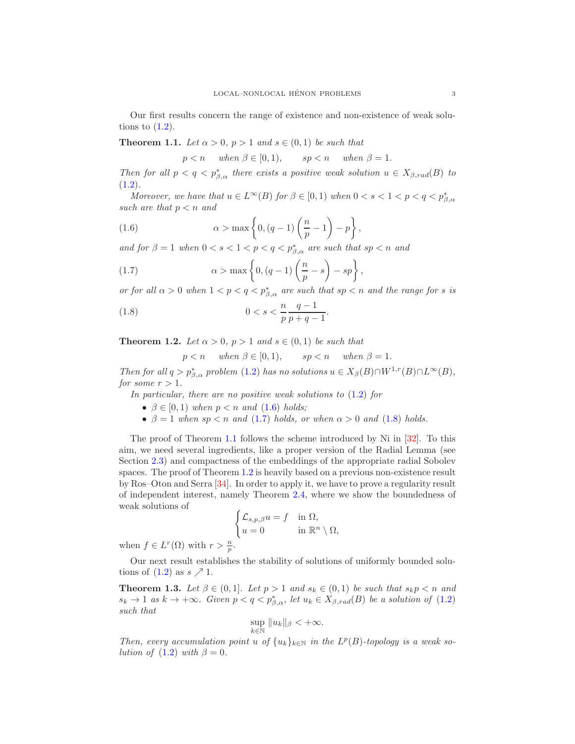Our first results concern the range of existence and non-existence of weak solutions to (1.2).

**Theorem 1.1.** *Let $\alpha > 0$, $p > 1$ and $s \in (0,1)$ be such that*

$$p < n \quad \text{ when } \beta \in [0,1), \qquad sp < n \quad \text{ when } \beta = 1.$$

*Then for all $p < q < p^*_{\beta,\alpha}$ there exists a positive weak solution $u \in X_{\beta,rad}(B)$ to (1.2).*

*Moreover, we have that $u \in L^\infty(B)$ for $\beta \in [0,1)$ when $0 < s < 1 < p < q < p^*_{\beta,\alpha}$ such are that $p < n$ and*

$$\alpha > \max\left\{0, (q-1)\left(\frac{n}{p} - 1\right) - p\right\}, \tag{1.6}$$

*and for $\beta = 1$ when $0 < s < 1 < p < q < p^*_{\beta,\alpha}$ are such that $sp < n$ and*

$$\alpha > \max\left\{0, (q-1)\left(\frac{n}{p} - s\right) - sp\right\}, \tag{1.7}$$

*or for all $\alpha > 0$ when $1 < p < q < p^*_{\beta,\alpha}$ are such that $sp < n$ and the range for $s$ is*

$$0 < s < \frac{n}{p}\frac{q-1}{p+q-1}. \tag{1.8}$$

**Theorem 1.2.** *Let $\alpha > 0$, $p > 1$ and $s \in (0,1)$ be such that*

$$p < n \quad \text{ when } \beta \in [0,1), \qquad sp < n \quad \text{ when } \beta = 1.$$

*Then for all $q > p^*_{\beta,\alpha}$ problem (1.2) has no solutions $u \in X_\beta(B) \cap W^{1,r}(B) \cap L^\infty(B)$, for some $r > 1$.*

*In particular, there are no positive weak solutions to (1.2) for*

- *$\beta \in [0,1)$ when $p < n$ and (1.6) holds;*
- *$\beta = 1$ when $sp < n$ and (1.7) holds, or when $\alpha > 0$ and (1.8) holds.*

The proof of Theorem 1.1 follows the scheme introduced by Ni in [32]. To this aim, we need several ingredients, like a proper version of the Radial Lemma (see Section 2.3) and compactness of the embeddings of the appropriate radial Sobolev spaces. The proof of Theorem 1.2 is heavily based on a previous non-existence result by Ros–Oton and Serra [34]. In order to apply it, we have to prove a regularity result of independent interest, namely Theorem 2.4, where we show the boundedness of weak solutions of

$$\begin{cases} \mathcal{L}_{s,p,\beta} u = f & \text{in } \Omega, \\ u = 0 & \text{in } \mathbb{R}^n \setminus \Omega, \end{cases}$$

when $f \in L^r(\Omega)$ with $r > \frac{n}{p}$.

Our next result establishes the stability of solutions of uniformly bounded solutions of (1.2) as $s \nearrow 1$.

**Theorem 1.3.** *Let $\beta \in (0,1]$. Let $p > 1$ and $s_k \in (0,1)$ be such that $s_k p < n$ and $s_k \to 1$ as $k \to +\infty$. Given $p < q < p^*_{\beta,\alpha}$, let $u_k \in X_{\beta,rad}(B)$ be a solution of (1.2) such that*

$$\sup_{k \in \mathbb{N}} \|u_k\|_\beta < +\infty.$$

*Then, every accumulation point $u$ of $\{u_k\}_{k \in \mathbb{N}}$ in the $L^p(B)$-topology is a weak solution of (1.2) with $\beta = 0$.*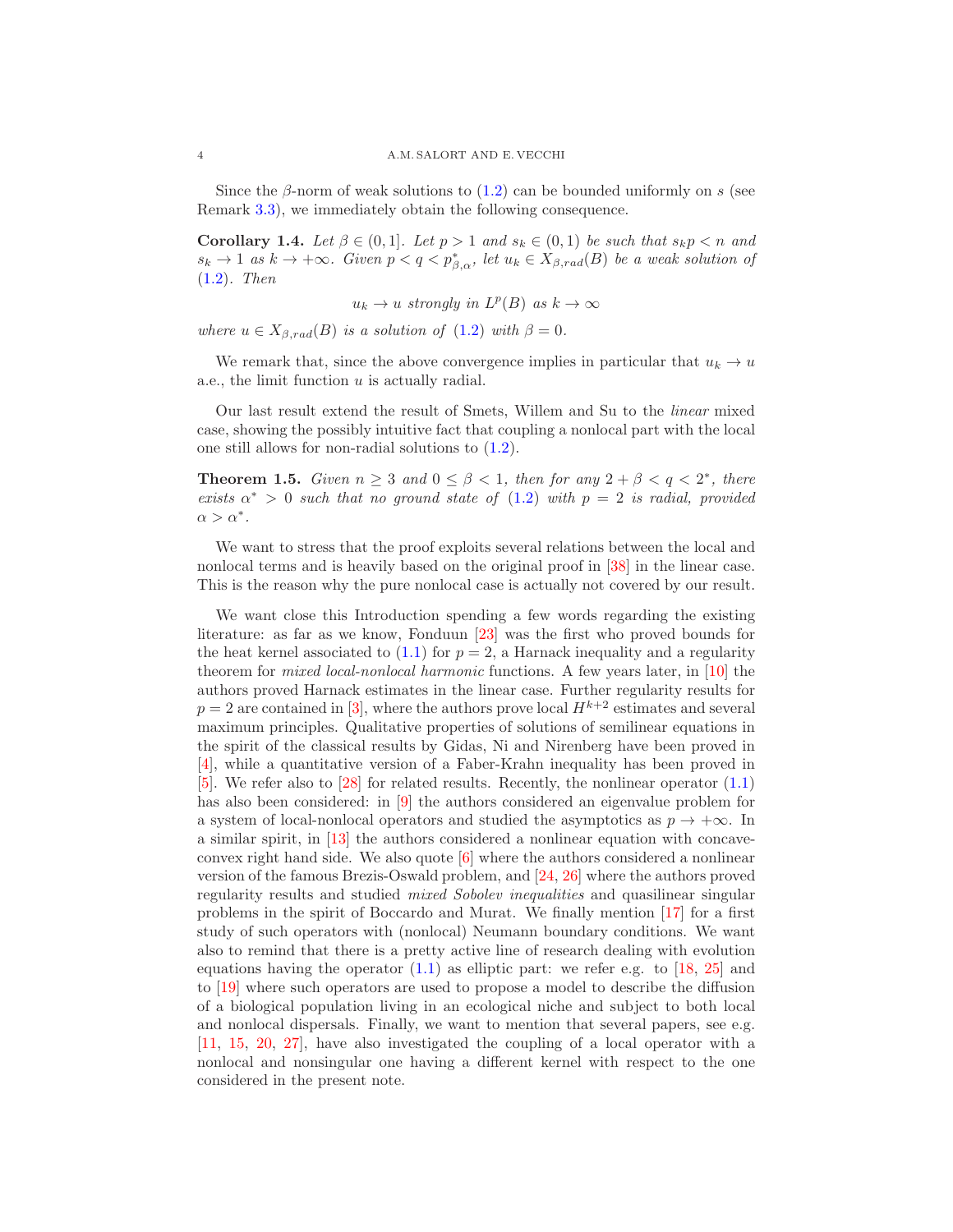Since the $\beta$-norm of weak solutions to (1.2) can be bounded uniformly on $s$ (see Remark 3.3), we immediately obtain the following consequence.

**Corollary 1.4.** *Let $\beta \in (0, 1]$. Let $p > 1$ and $s_k \in (0, 1)$ be such that $s_k p < n$ and $s_k \to 1$ as $k \to +\infty$. Given $p < q < p^*_{\beta,\alpha}$, let $u_k \in X_{\beta,rad}(B)$ be a weak solution of (1.2). Then*

$$u_k \to u \text{ strongly in } L^p(B) \text{ as } k \to \infty$$

*where $u \in X_{\beta,rad}(B)$ is a solution of (1.2) with $\beta = 0$.*

We remark that, since the above convergence implies in particular that $u_k \to u$ a.e., the limit function $u$ is actually radial.

Our last result extend the result of Smets, Willem and Su to the *linear* mixed case, showing the possibly intuitive fact that coupling a nonlocal part with the local one still allows for non-radial solutions to (1.2).

**Theorem 1.5.** *Given $n \geq 3$ and $0 \leq \beta < 1$, then for any $2 + \beta < q < 2^*$, there exists $\alpha^* > 0$ such that no ground state of (1.2) with $p = 2$ is radial, provided $\alpha > \alpha^*$.*

We want to stress that the proof exploits several relations between the local and nonlocal terms and is heavily based on the original proof in [38] in the linear case. This is the reason why the pure nonlocal case is actually not covered by our result.

We want close this Introduction spending a few words regarding the existing literature: as far as we know, Fonduun [23] was the first who proved bounds for the heat kernel associated to (1.1) for $p = 2$, a Harnack inequality and a regularity theorem for *mixed local-nonlocal harmonic* functions. A few years later, in [10] the authors proved Harnack estimates in the linear case. Further regularity results for $p = 2$ are contained in [3], where the authors prove local $H^{k+2}$ estimates and several maximum principles. Qualitative properties of solutions of semilinear equations in the spirit of the classical results by Gidas, Ni and Nirenberg have been proved in [4], while a quantitative version of a Faber-Krahn inequality has been proved in [5]. We refer also to [28] for related results. Recently, the nonlinear operator (1.1) has also been considered: in [9] the authors considered an eigenvalue problem for a system of local-nonlocal operators and studied the asymptotics as $p \to +\infty$. In a similar spirit, in [13] the authors considered a nonlinear equation with concave-convex right hand side. We also quote [6] where the authors considered a nonlinear version of the famous Brezis-Oswald problem, and [24, 26] where the authors proved regularity results and studied *mixed Sobolev inequalities* and quasilinear singular problems in the spirit of Boccardo and Murat. We finally mention [17] for a first study of such operators with (nonlocal) Neumann boundary conditions. We want also to remind that there is a pretty active line of research dealing with evolution equations having the operator (1.1) as elliptic part: we refer e.g. to [18, 25] and to [19] where such operators are used to propose a model to describe the diffusion of a biological population living in an ecological niche and subject to both local and nonlocal dispersals. Finally, we want to mention that several papers, see e.g. [11, 15, 20, 27], have also investigated the coupling of a local operator with a nonlocal and nonsingular one having a different kernel with respect to the one considered in the present note.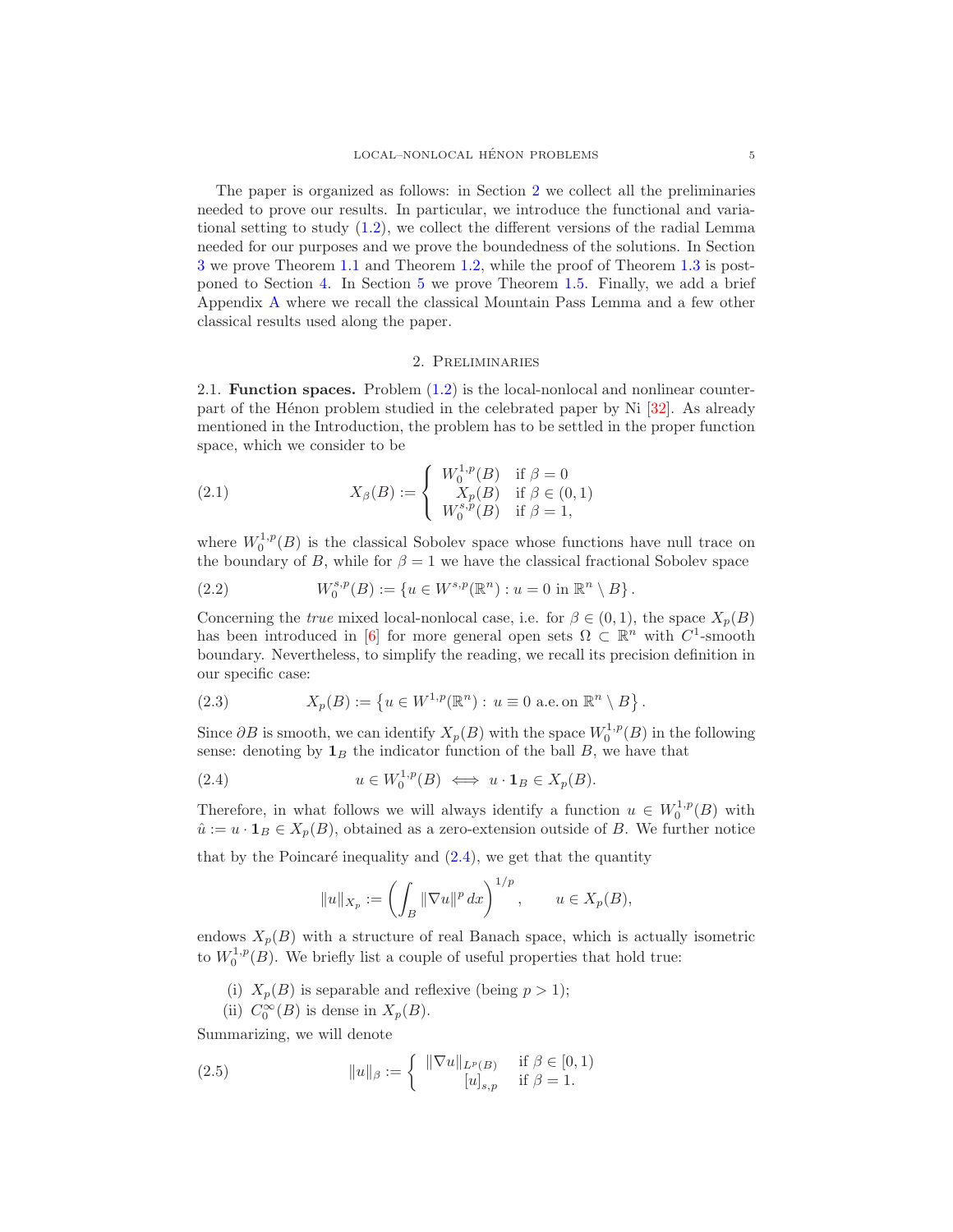The paper is organized as follows: in Section 2 we collect all the preliminaries needed to prove our results. In particular, we introduce the functional and variational setting to study (1.2), we collect the different versions of the radial Lemma needed for our purposes and we prove the boundedness of the solutions. In Section 3 we prove Theorem 1.1 and Theorem 1.2, while the proof of Theorem 1.3 is postponed to Section 4. In Section 5 we prove Theorem 1.5. Finally, we add a brief Appendix A where we recall the classical Mountain Pass Lemma and a few other classical results used along the paper.

## 2. Preliminaries

2.1. **Function spaces.** Problem (1.2) is the local-nonlocal and nonlinear counterpart of the Hénon problem studied in the celebrated paper by Ni [32]. As already mentioned in the Introduction, the problem has to be settled in the proper function space, which we consider to be

$$X_\beta(B) := \begin{cases} W_0^{1,p}(B) & \text{if } \beta = 0 \\ X_p(B) & \text{if } \beta \in (0,1) \\ W_0^{s,p}(B) & \text{if } \beta = 1, \end{cases} \tag{2.1}$$

where $W_0^{1,p}(B)$ is the classical Sobolev space whose functions have null trace on the boundary of $B$, while for $\beta = 1$ we have the classical fractional Sobolev space

$$W_0^{s,p}(B) := \{u \in W^{s,p}(\mathbb{R}^n) : u = 0 \text{ in } \mathbb{R}^n \setminus B\}. \tag{2.2}$$

Concerning the *true* mixed local-nonlocal case, i.e. for $\beta \in (0,1)$, the space $X_p(B)$ has been introduced in [6] for more general open sets $\Omega \subset \mathbb{R}^n$ with $C^1$-smooth boundary. Nevertheless, to simplify the reading, we recall its precision definition in our specific case:

$$X_p(B) := \left\{u \in W^{1,p}(\mathbb{R}^n) : \, u \equiv 0 \text{ a.e. on } \mathbb{R}^n \setminus B\right\}. \tag{2.3}$$

Since $\partial B$ is smooth, we can identify $X_p(B)$ with the space $W_0^{1,p}(B)$ in the following sense: denoting by $\mathbf{1}_B$ the indicator function of the ball $B$, we have that

$$u \in W_0^{1,p}(B) \iff u \cdot \mathbf{1}_B \in X_p(B). \tag{2.4}$$

Therefore, in what follows we will always identify a function $u \in W_0^{1,p}(B)$ with $\hat{u} := u \cdot \mathbf{1}_B \in X_p(B)$, obtained as a zero-extension outside of $B$. We further notice that by the Poincaré inequality and (2.4), we get that the quantity

$$\|u\|_{X_p} := \left(\int_B \|\nabla u\|^p \, dx\right)^{1/p}, \qquad u \in X_p(B),$$

endows $X_p(B)$ with a structure of real Banach space, which is actually isometric to $W_0^{1,p}(B)$. We briefly list a couple of useful properties that hold true:

(i) $X_p(B)$ is separable and reflexive (being $p > 1$);
(ii) $C_0^\infty(B)$ is dense in $X_p(B)$.

Summarizing, we will denote

$$\|u\|_\beta := \begin{cases} \|\nabla u\|_{L^p(B)} & \text{if } \beta \in [0,1) \\ [u]_{s,p} & \text{if } \beta = 1. \end{cases} \tag{2.5}$$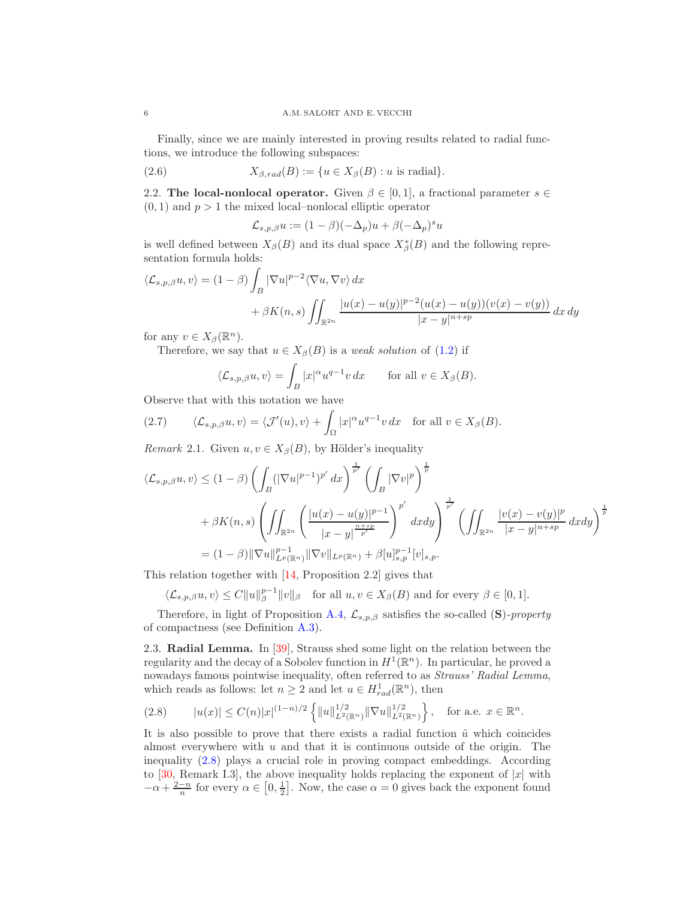Finally, since we are mainly interested in proving results related to radial functions, we introduce the following subspaces:

$$X_{\beta,rad}(B) := \{u \in X_\beta(B) : u \text{ is radial}\}. \tag{2.6}$$

## 2.2. The local-nonlocal operator.

Given $\beta \in [0,1]$, a fractional parameter $s \in (0,1)$ and $p > 1$ the mixed local–nonlocal elliptic operator

$$\mathcal{L}_{s,p,\beta} u := (1-\beta)(-\Delta_p)u + \beta(-\Delta_p)^s u$$

is well defined between $X_\beta(B)$ and its dual space $X^*_\beta(B)$ and the following representation formula holds:

$$\langle \mathcal{L}_{s,p,\beta} u, v\rangle = (1-\beta)\int_B |\nabla u|^{p-2}\langle \nabla u, \nabla v\rangle\,dx + \beta K(n,s)\iint_{\mathbb{R}^{2n}} \frac{|u(x)-u(y)|^{p-2}(u(x)-u(y))(v(x)-v(y))}{|x-y|^{n+sp}}\,dx\,dy$$

for any $v \in X_\beta(\mathbb{R}^n)$.

Therefore, we say that $u \in X_\beta(B)$ is a *weak solution* of (1.2) if

$$\langle \mathcal{L}_{s,p,\beta} u, v\rangle = \int_B |x|^\alpha u^{q-1} v\,dx \qquad \text{for all } v \in X_\beta(B).$$

Observe that with this notation we have

$$\langle \mathcal{L}_{s,p,\beta} u, v\rangle = \langle \mathcal{J}'(u), v\rangle + \int_\Omega |x|^\alpha u^{q-1} v\,dx \quad \text{for all } v \in X_\beta(B). \tag{2.7}$$

*Remark* 2.1. Given $u, v \in X_\beta(B)$, by Hölder's inequality

$$\begin{aligned}
\langle \mathcal{L}_{s,p,\beta} u, v\rangle &\le (1-\beta)\left(\int_B (|\nabla u|^{p-1})^{p'}\,dx\right)^{\frac{1}{p'}}\left(\int_B |\nabla v|^p\right)^{\frac{1}{p}} \\
&\quad + \beta K(n,s)\left(\iint_{\mathbb{R}^{2n}}\left(\frac{|u(x)-u(y)|^{p-1}}{|x-y|^{\frac{n+sp}{p'}}}\right)^{p'} dxdy\right)^{\frac{1}{p'}}\left(\iint_{\mathbb{R}^{2n}} \frac{|v(x)-v(y)|^p}{|x-y|^{n+sp}}\,dxdy\right)^{\frac{1}{p}} \\
&= (1-\beta)\|\nabla u\|^{p-1}_{L^p(\mathbb{R}^n)}\|\nabla v\|_{L^p(\mathbb{R}^n)} + \beta [u]^{p-1}_{s,p}[v]_{s,p}.
\end{aligned}$$

This relation together with [14, Proposition 2.2] gives that

$$\langle \mathcal{L}_{s,p,\beta} u, v\rangle \le C\|u\|^{p-1}_\beta \|v\|_\beta \quad \text{for all } u, v \in X_\beta(B) \text{ and for every } \beta \in [0,1].$$

Therefore, in light of Proposition A.4, $\mathcal{L}_{s,p,\beta}$ satisfies the so-called **(S)**-*property* of compactness (see Definition A.3).

## 2.3. Radial Lemma.

In [39], Strauss shed some light on the relation between the regularity and the decay of a Sobolev function in $H^1(\mathbb{R}^n)$. In particular, he proved a nowadays famous pointwise inequality, often referred to as *Strauss' Radial Lemma*, which reads as follows: let $n \ge 2$ and let $u \in H^1_{rad}(\mathbb{R}^n)$, then

$$|u(x)| \le C(n)|x|^{(1-n)/2}\left\{\|u\|^{1/2}_{L^2(\mathbb{R}^n)}\|\nabla u\|^{1/2}_{L^2(\mathbb{R}^n)}\right\}, \quad \text{for a.e. } x \in \mathbb{R}^n. \tag{2.8}$$

It is also possible to prove that there exists a radial function $\tilde{u}$ which coincides almost everywhere with $u$ and that it is continuous outside of the origin. The inequality (2.8) plays a crucial role in proving compact embeddings. According to [30, Remark I.3], the above inequality holds replacing the exponent of $|x|$ with $-\alpha + \frac{2-n}{n}$ for every $\alpha \in \left[0, \frac{1}{2}\right]$. Now, the case $\alpha = 0$ gives back the exponent found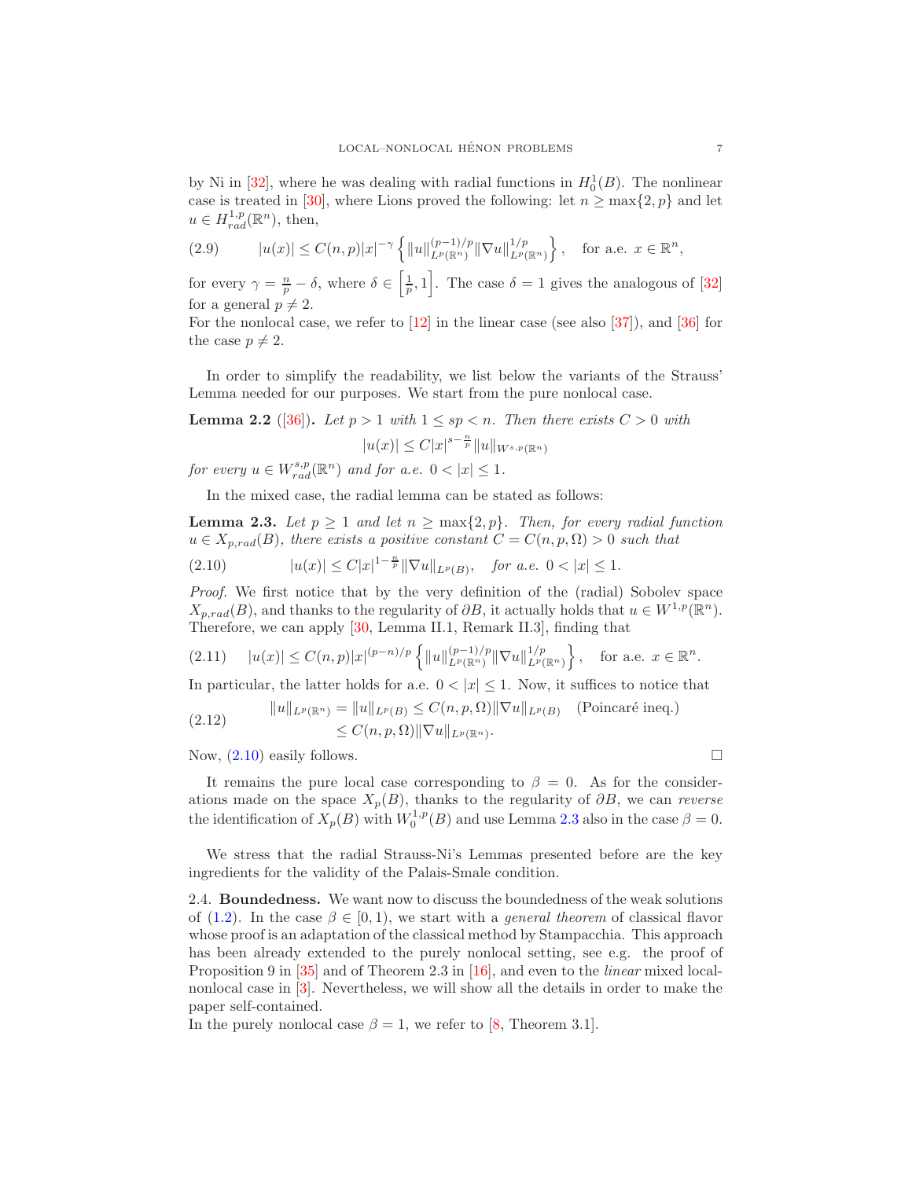by Ni in [32], where he was dealing with radial functions in $H_0^1(B)$. The nonlinear case is treated in [30], where Lions proved the following: let $n \geq \max\{2, p\}$ and let $u \in H^{1,p}_{rad}(\mathbb{R}^n)$, then,

$$
|u(x)| \leq C(n,p)|x|^{-\gamma} \left\{ \|u\|_{L^p(\mathbb{R}^n)}^{(p-1)/p} \|\nabla u\|_{L^p(\mathbb{R}^n)}^{1/p} \right\}, \quad \text{for a.e. } x \in \mathbb{R}^n, \tag{2.9}
$$

for every $\gamma = \frac{n}{p} - \delta$, where $\delta \in \left[\frac{1}{p}, 1\right]$. The case $\delta = 1$ gives the analogous of [32] for a general $p \neq 2$.
For the nonlocal case, we refer to [12] in the linear case (see also [37]), and [36] for the case $p \neq 2$.

In order to simplify the readability, we list below the variants of the Strauss' Lemma needed for our purposes. We start from the pure nonlocal case.

**Lemma 2.2** ([36]). *Let $p > 1$ with $1 \leq sp < n$. Then there exists $C > 0$ with*

$$
|u(x)| \leq C|x|^{s - \frac{n}{p}} \|u\|_{W^{s,p}(\mathbb{R}^n)}
$$

*for every $u \in W^{s,p}_{rad}(\mathbb{R}^n)$ and for a.e. $0 < |x| \leq 1$.*

In the mixed case, the radial lemma can be stated as follows:

**Lemma 2.3.** *Let $p \geq 1$ and let $n \geq \max\{2, p\}$. Then, for every radial function $u \in X_{p,rad}(B)$, there exists a positive constant $C = C(n, p, \Omega) > 0$ such that*

$$
|u(x)| \leq C|x|^{1 - \frac{n}{p}} \|\nabla u\|_{L^p(B)}, \quad \text{for a.e. } 0 < |x| \leq 1. \tag{2.10}
$$

*Proof.* We first notice that by the very definition of the (radial) Sobolev space $X_{p,rad}(B)$, and thanks to the regularity of $\partial B$, it actually holds that $u \in W^{1,p}(\mathbb{R}^n)$. Therefore, we can apply [30, Lemma II.1, Remark II.3], finding that

$$
|u(x)| \leq C(n,p)|x|^{(p-n)/p} \left\{ \|u\|_{L^p(\mathbb{R}^n)}^{(p-1)/p} \|\nabla u\|_{L^p(\mathbb{R}^n)}^{1/p} \right\}, \quad \text{for a.e. } x \in \mathbb{R}^n. \tag{2.11}
$$

In particular, the latter holds for a.e. $0 < |x| \leq 1$. Now, it suffices to notice that

$$
\begin{aligned}
\|u\|_{L^p(\mathbb{R}^n)} = \|u\|_{L^p(B)} &\leq C(n, p, \Omega) \|\nabla u\|_{L^p(B)} \quad \text{(Poincaré ineq.)} \\
&\leq C(n, p, \Omega) \|\nabla u\|_{L^p(\mathbb{R}^n)}.
\end{aligned} \tag{2.12}
$$

Now, (2.10) easily follows. $\square$

It remains the pure local case corresponding to $\beta = 0$. As for the considerations made on the space $X_p(B)$, thanks to the regularity of $\partial B$, we can *reverse* the identification of $X_p(B)$ with $W_0^{1,p}(B)$ and use Lemma 2.3 also in the case $\beta = 0$.

We stress that the radial Strauss-Ni's Lemmas presented before are the key ingredients for the validity of the Palais-Smale condition.

2.4. **Boundedness.** We want now to discuss the boundedness of the weak solutions of (1.2). In the case $\beta \in [0, 1)$, we start with a *general theorem* of classical flavor whose proof is an adaptation of the classical method by Stampacchia. This approach has been already extended to the purely nonlocal setting, see e.g. the proof of Proposition 9 in [35] and of Theorem 2.3 in [16], and even to the *linear* mixed local-nonlocal case in [3]. Nevertheless, we will show all the details in order to make the paper self-contained.
In the purely nonlocal case $\beta = 1$, we refer to [8, Theorem 3.1].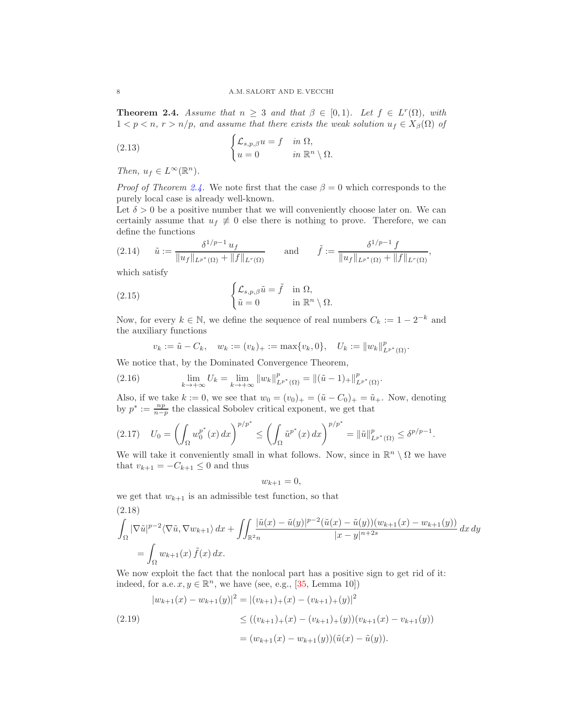**Theorem 2.4.** *Assume that $n \geq 3$ and that $\beta \in [0,1)$. Let $f \in L^r(\Omega)$, with $1 < p < n$, $r > n/p$, and assume that there exists the weak solution $u_f \in X_\beta(\Omega)$ of*

$$\begin{cases} \mathcal{L}_{s,p,\beta} u = f & \text{in } \Omega, \\ u = 0 & \text{in } \mathbb{R}^n \setminus \Omega. \end{cases} \tag{2.13}$$

*Then, $u_f \in L^\infty(\mathbb{R}^n)$.*

*Proof of Theorem 2.4.* We note first that the case $\beta = 0$ which corresponds to the purely local case is already well-known.

Let $\delta > 0$ be a positive number that we will conveniently choose later on. We can certainly assume that $u_f \not\equiv 0$ else there is nothing to prove. Therefore, we can define the functions

$$\tilde{u} := \frac{\delta^{1/p-1}\, u_f}{\|u_f\|_{L^{p^*}(\Omega)} + \|f\|_{L^r(\Omega)}} \qquad \text{and} \qquad \tilde{f} := \frac{\delta^{1/p-1}\, f}{\|u_f\|_{L^{p^*}(\Omega)} + \|f\|_{L^r(\Omega)}}, \tag{2.14}$$

which satisfy

$$\begin{cases} \mathcal{L}_{s,p,\beta} \tilde{u} = \tilde{f} & \text{in } \Omega, \\ \tilde{u} = 0 & \text{in } \mathbb{R}^n \setminus \Omega. \end{cases} \tag{2.15}$$

Now, for every $k \in \mathbb{N}$, we define the sequence of real numbers $C_k := 1 - 2^{-k}$ and the auxiliary functions

$$v_k := \tilde{u} - C_k, \quad w_k := (v_k)_+ := \max\{v_k, 0\}, \quad U_k := \|w_k\|^p_{L^{p^*}(\Omega)}.$$

We notice that, by the Dominated Convergence Theorem,

$$\lim_{k \to +\infty} U_k = \lim_{k \to +\infty} \|w_k\|^p_{L^{p^*}(\Omega)} = \|(\tilde{u} - 1)_+\|^p_{L^{p^*}(\Omega)}. \tag{2.16}$$

Also, if we take $k := 0$, we see that $w_0 = (v_0)_+ = (\tilde{u} - C_0)_+ = \tilde{u}_+$. Now, denoting by $p^* := \frac{np}{n-p}$ the classical Sobolev critical exponent, we get that

$$U_0 = \left( \int_\Omega w_0^{p^*}(x)\, dx \right)^{p/p^*} \leq \left( \int_\Omega \tilde{u}^{p^*}(x)\, dx \right)^{p/p^*} = \|\tilde{u}\|^p_{L^{p^*}(\Omega)} \leq \delta^{p/p-1}. \tag{2.17}$$

We will take it conveniently small in what follows. Now, since in $\mathbb{R}^n \setminus \Omega$ we have that $v_{k+1} = -C_{k+1} \leq 0$ and thus

$$w_{k+1} = 0,$$

we get that $w_{k+1}$ is an admissible test function, so that

$$\int_\Omega |\nabla \tilde{u}|^{p-2} \langle \nabla \tilde{u}, \nabla w_{k+1} \rangle\, dx + \iint_{\mathbb{R}^{2n}} \frac{|\tilde{u}(x) - \tilde{u}(y)|^{p-2}(\tilde{u}(x) - \tilde{u}(y))(w_{k+1}(x) - w_{k+1}(y))}{|x-y|^{n+2s}}\, dx\, dy$$
$$= \int_\Omega w_{k+1}(x)\, \tilde{f}(x)\, dx. \tag{2.18}$$

We now exploit the fact that the nonlocal part has a positive sign to get rid of it: indeed, for a.e. $x, y \in \mathbb{R}^n$, we have (see, e.g., [35, Lemma 10])

$$\begin{aligned} |w_{k+1}(x) - w_{k+1}(y)|^2 &= |(v_{k+1})_+(x) - (v_{k+1})_+(y)|^2 \\ &\leq ((v_{k+1})_+(x) - (v_{k+1})_+(y))(v_{k+1}(x) - v_{k+1}(y)) \\ &= (w_{k+1}(x) - w_{k+1}(y))(\tilde{u}(x) - \tilde{u}(y)). \end{aligned} \tag{2.19}$$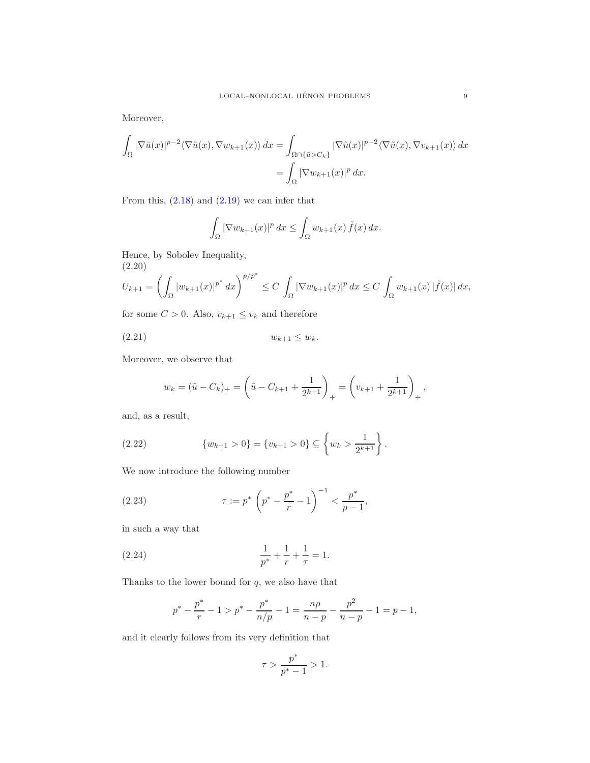Moreover,

$$
\begin{aligned}
\int_\Omega |\nabla \tilde{u}(x)|^{p-2}\langle \nabla \tilde{u}(x), \nabla w_{k+1}(x)\rangle \, dx &= \int_{\Omega\cap\{\tilde{u}>C_k\}} |\nabla \tilde{u}(x)|^{p-2}\langle \nabla \tilde{u}(x), \nabla v_{k+1}(x)\rangle \, dx \\
&= \int_\Omega |\nabla w_{k+1}(x)|^p \, dx.
\end{aligned}
$$

From this, (2.18) and (2.19) we can infer that

$$
\int_\Omega |\nabla w_{k+1}(x)|^p \, dx \leq \int_\Omega w_{k+1}(x)\, \tilde{f}(x)\, dx.
$$

Hence, by Sobolev Inequality,

$$
U_{k+1} = \left( \int_\Omega |w_{k+1}(x)|^{p^*} \, dx \right)^{p/p^*} \leq C \int_\Omega |\nabla w_{k+1}(x)|^p \, dx \leq C \int_\Omega w_{k+1}(x)\, |\tilde{f}(x)|\, dx, \tag{2.20}
$$

for some $C > 0$. Also, $v_{k+1} \leq v_k$ and therefore

$$
w_{k+1} \leq w_k. \tag{2.21}
$$

Moreover, we observe that

$$
w_k = (\tilde{u} - C_k)_+ = \left( \tilde{u} - C_{k+1} + \frac{1}{2^{k+1}} \right)_+ = \left( v_{k+1} + \frac{1}{2^{k+1}} \right)_+,
$$

and, as a result,

$$
\{w_{k+1} > 0\} = \{v_{k+1} > 0\} \subseteq \left\{ w_k > \frac{1}{2^{k+1}} \right\}. \tag{2.22}
$$

We now introduce the following number

$$
\tau := p^* \left( p^* - \frac{p^*}{r} - 1 \right)^{-1} < \frac{p^*}{p-1}, \tag{2.23}
$$

in such a way that

$$
\frac{1}{p^*} + \frac{1}{r} + \frac{1}{\tau} = 1. \tag{2.24}
$$

Thanks to the lower bound for $q$, we also have that

$$
p^* - \frac{p^*}{r} - 1 > p^* - \frac{p^*}{n/p} - 1 = \frac{np}{n-p} - \frac{p^2}{n-p} - 1 = p - 1,
$$

and it clearly follows from its very definition that

$$
\tau > \frac{p^*}{p^* - 1} > 1.
$$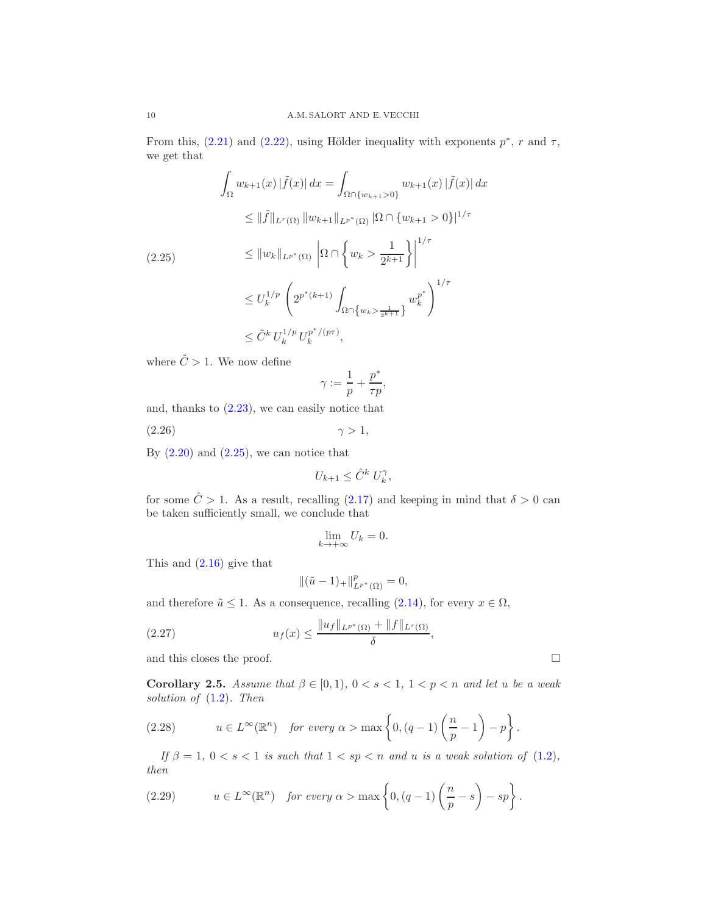From this, (2.21) and (2.22), using Hölder inequality with exponents $p^*$, $r$ and $\tau$, we get that

$$
\begin{aligned}
\int_\Omega w_{k+1}(x)\,|\tilde f(x)|\,dx &= \int_{\Omega\cap\{w_{k+1}>0\}} w_{k+1}(x)\,|\tilde f(x)|\,dx \\
&\le \|\tilde f\|_{L^r(\Omega)}\,\|w_{k+1}\|_{L^{p^*}(\Omega)}\,|\Omega\cap\{w_{k+1}>0\}|^{1/\tau} \\
&\le \|w_k\|_{L^{p^*}(\Omega)}\,\left|\Omega\cap\left\{w_k>\frac{1}{2^{k+1}}\right\}\right|^{1/\tau} \\
&\le U_k^{1/p}\left(2^{p^*(k+1)}\int_{\Omega\cap\left\{w_k>\frac{1}{2^{k+1}}\right\}} w_k^{p^*}\right)^{1/\tau} \\
&\le \tilde C^k\,U_k^{1/p}\,U_k^{p^*/(p\tau)},
\end{aligned}
\tag{2.25}
$$

where $\tilde C > 1$. We now define

$$
\gamma := \frac{1}{p} + \frac{p^*}{\tau p},
$$

and, thanks to (2.23), we can easily notice that

$$
\gamma > 1, \tag{2.26}
$$

By (2.20) and (2.25), we can notice that

$$
U_{k+1} \le \hat C^k\, U_k^\gamma,
$$

for some $\hat C > 1$. As a result, recalling (2.17) and keeping in mind that $\delta > 0$ can be taken sufficiently small, we conclude that

$$
\lim_{k\to+\infty} U_k = 0.
$$

This and (2.16) give that

$$
\|(\tilde u - 1)_+\|^p_{L^{p^*}(\Omega)} = 0,
$$

and therefore $\tilde u \le 1$. As a consequence, recalling (2.14), for every $x \in \Omega$,

$$
u_f(x) \le \frac{\|u_f\|_{L^{p^*}(\Omega)} + \|f\|_{L^r(\Omega)}}{\delta}, \tag{2.27}
$$

and this closes the proof. $\square$

**Corollary 2.5.** *Assume that $\beta \in [0,1)$, $0<s<1$, $1<p<n$ and let $u$ be a weak solution of (1.2). Then*

$$
u \in L^\infty(\mathbb{R}^n) \quad \text{for every } \alpha > \max\left\{0, (q-1)\left(\frac{n}{p}-1\right) - p\right\}. \tag{2.28}
$$

*If $\beta = 1$, $0<s<1$ is such that $1<sp<n$ and $u$ is a weak solution of (1.2), then*

$$
u \in L^\infty(\mathbb{R}^n) \quad \text{for every } \alpha > \max\left\{0, (q-1)\left(\frac{n}{p}-s\right) - sp\right\}. \tag{2.29}
$$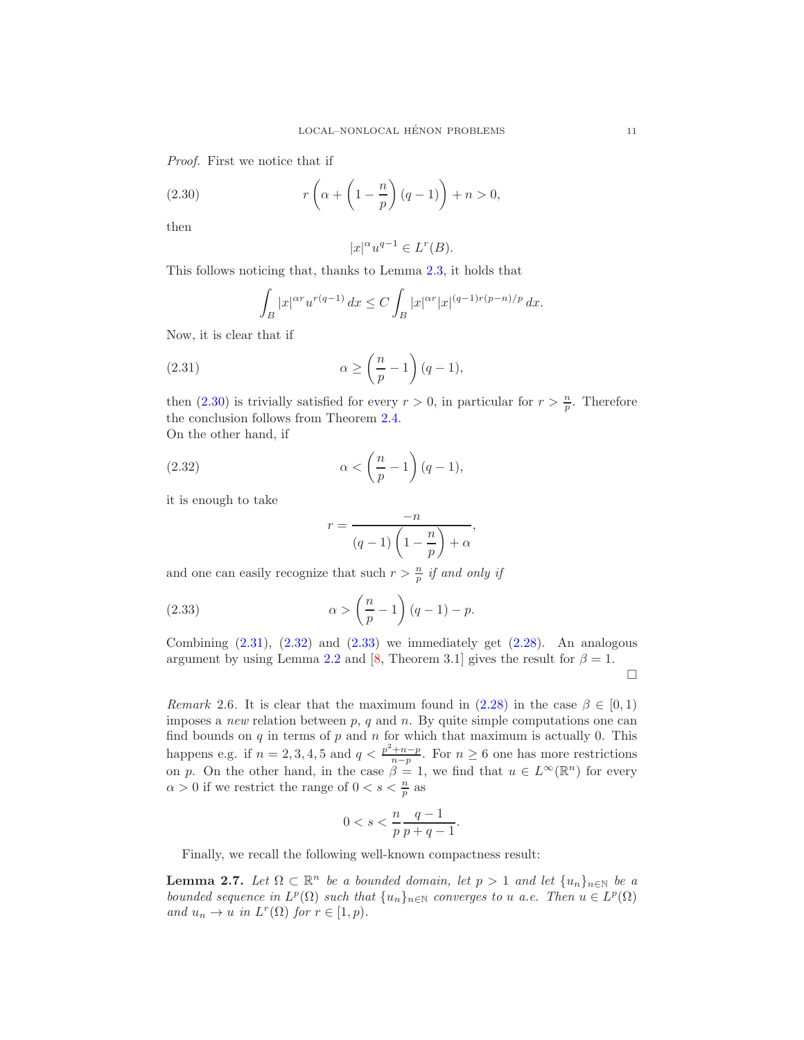*Proof.* First we notice that if

$$r\left(\alpha+\left(1-\frac{n}{p}\right)(q-1)\right)+n>0, \tag{2.30}$$

then

$$|x|^{\alpha}u^{q-1}\in L^{r}(B).$$

This follows noticing that, thanks to Lemma 2.3, it holds that

$$\int_B |x|^{\alpha r}u^{r(q-1)}\,dx\leq C\int_B |x|^{\alpha r}|x|^{(q-1)r(p-n)/p}\,dx.$$

Now, it is clear that if

$$\alpha\geq\left(\frac{n}{p}-1\right)(q-1), \tag{2.31}$$

then (2.30) is trivially satisfied for every $r>0$, in particular for $r>\frac{n}{p}$. Therefore the conclusion follows from Theorem 2.4.
On the other hand, if

$$\alpha<\left(\frac{n}{p}-1\right)(q-1), \tag{2.32}$$

it is enough to take

$$r=\frac{-n}{(q-1)\left(1-\dfrac{n}{p}\right)+\alpha},$$

and one can easily recognize that such $r>\frac{n}{p}$ *if and only if*

$$\alpha>\left(\frac{n}{p}-1\right)(q-1)-p. \tag{2.33}$$

Combining (2.31), (2.32) and (2.33) we immediately get (2.28). An analogous argument by using Lemma 2.2 and [8, Theorem 3.1] gives the result for $\beta=1$. $\square$

*Remark* 2.6. It is clear that the maximum found in (2.28) in the case $\beta\in[0,1)$ imposes a *new* relation between $p$, $q$ and $n$. By quite simple computations one can find bounds on $q$ in terms of $p$ and $n$ for which that maximum is actually 0. This happens e.g. if $n=2,3,4,5$ and $q<\frac{p^2+n-p}{n-p}$. For $n\geq 6$ one has more restrictions on $p$. On the other hand, in the case $\beta=1$, we find that $u\in L^{\infty}(\mathbb{R}^n)$ for every $\alpha>0$ if we restrict the range of $0<s<\frac{n}{p}$ as

$$0<s<\frac{n}{p}\frac{q-1}{p+q-1}.$$

Finally, we recall the following well-known compactness result:

**Lemma 2.7.** *Let $\Omega\subset\mathbb{R}^n$ be a bounded domain, let $p>1$ and let $\{u_n\}_{n\in\mathbb{N}}$ be a bounded sequence in $L^p(\Omega)$ such that $\{u_n\}_{n\in\mathbb{N}}$ converges to $u$ a.e. Then $u\in L^p(\Omega)$ and $u_n\to u$ in $L^r(\Omega)$ for $r\in[1,p)$.*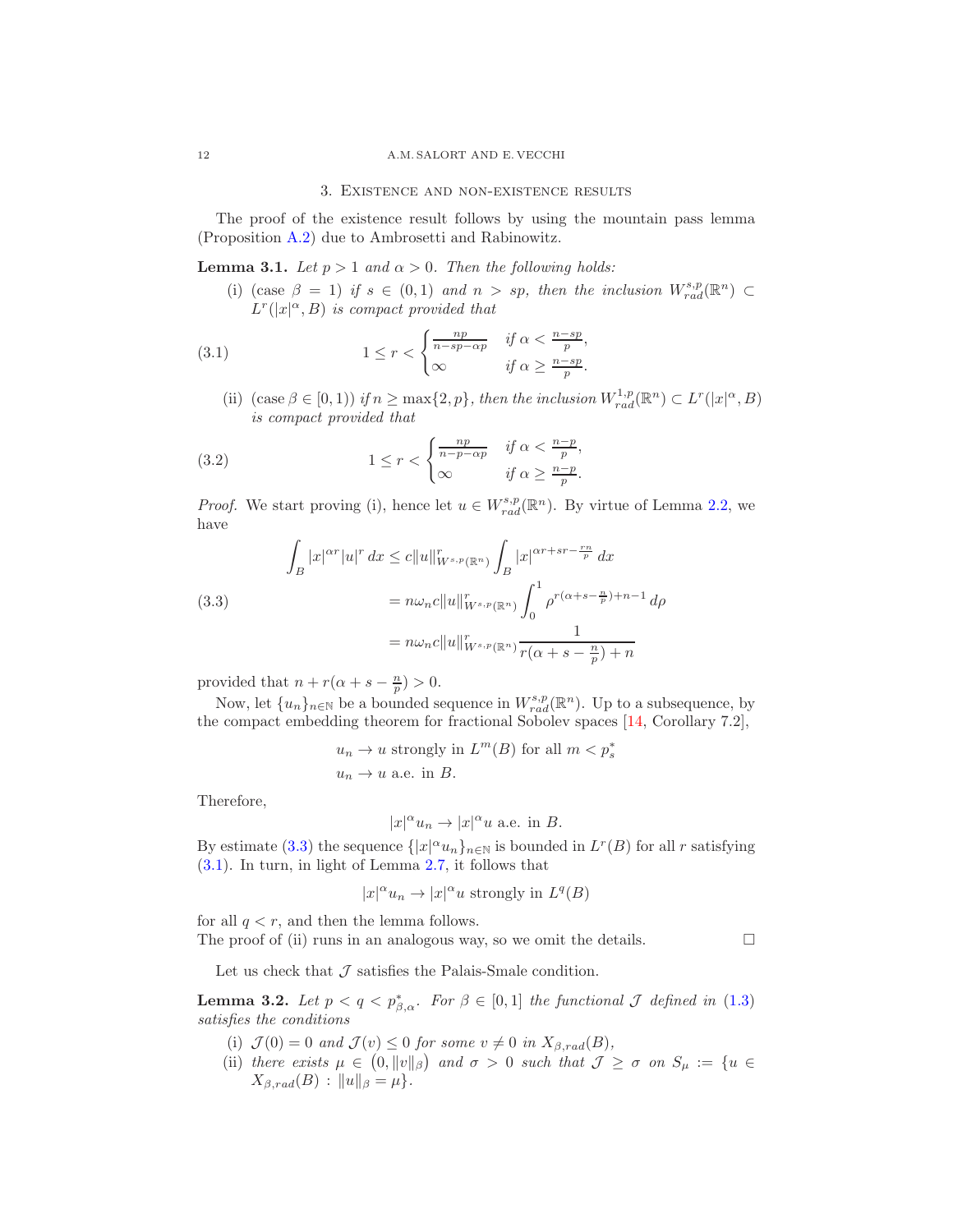## 3. Existence and non-existence results

The proof of the existence result follows by using the mountain pass lemma (Proposition A.2) due to Ambrosetti and Rabinowitz.

**Lemma 3.1.** *Let $p > 1$ and $\alpha > 0$. Then the following holds:*

(i) *(case $\beta = 1$) if $s \in (0,1)$ and $n > sp$, then the inclusion $W^{s,p}_{rad}(\mathbb{R}^n) \subset L^r(|x|^\alpha, B)$ is compact provided that*

$$1 \le r < \begin{cases} \frac{np}{n-sp-\alpha p} & \text{if } \alpha < \frac{n-sp}{p}, \\ \infty & \text{if } \alpha \ge \frac{n-sp}{p}. \end{cases} \tag{3.1}$$

(ii) *(case $\beta \in [0,1)$) if $n \ge \max\{2, p\}$, then the inclusion $W^{1,p}_{rad}(\mathbb{R}^n) \subset L^r(|x|^\alpha, B)$ is compact provided that*

$$1 \le r < \begin{cases} \frac{np}{n-p-\alpha p} & \text{if } \alpha < \frac{n-p}{p}, \\ \infty & \text{if } \alpha \ge \frac{n-p}{p}. \end{cases} \tag{3.2}$$

*Proof.* We start proving (i), hence let $u \in W^{s,p}_{rad}(\mathbb{R}^n)$. By virtue of Lemma 2.2, we have

$$\begin{aligned} \int_B |x|^{\alpha r} |u|^r \, dx &\le c\|u\|^r_{W^{s,p}(\mathbb{R}^n)} \int_B |x|^{\alpha r + sr - \frac{rn}{p}} \, dx \\ &= n\omega_n c \|u\|^r_{W^{s,p}(\mathbb{R}^n)} \int_0^1 \rho^{r(\alpha + s - \frac{n}{p}) + n - 1} \, d\rho \\ &= n\omega_n c \|u\|^r_{W^{s,p}(\mathbb{R}^n)} \frac{1}{r(\alpha + s - \frac{n}{p}) + n} \end{aligned} \tag{3.3}$$

provided that $n + r(\alpha + s - \frac{n}{p}) > 0$.

Now, let $\{u_n\}_{n\in\mathbb{N}}$ be a bounded sequence in $W^{s,p}_{rad}(\mathbb{R}^n)$. Up to a subsequence, by the compact embedding theorem for fractional Sobolev spaces [14, Corollary 7.2],

$$u_n \to u \text{ strongly in } L^m(B) \text{ for all } m < p^*_s$$
$$u_n \to u \text{ a.e. in } B.$$

Therefore,

$$|x|^\alpha u_n \to |x|^\alpha u \text{ a.e. in } B.$$

By estimate (3.3) the sequence $\{|x|^\alpha u_n\}_{n\in\mathbb{N}}$ is bounded in $L^r(B)$ for all $r$ satisfying (3.1). In turn, in light of Lemma 2.7, it follows that

$$|x|^\alpha u_n \to |x|^\alpha u \text{ strongly in } L^q(B)$$

for all $q < r$, and then the lemma follows.
The proof of (ii) runs in an analogous way, so we omit the details. $\square$

Let us check that $\mathcal{J}$ satisfies the Palais-Smale condition.

**Lemma 3.2.** *Let $p < q < p^*_{\beta,\alpha}$. For $\beta \in [0,1]$ the functional $\mathcal{J}$ defined in (1.3) satisfies the conditions*

(i) *$\mathcal{J}(0) = 0$ and $\mathcal{J}(v) \le 0$ for some $v \neq 0$ in $X_{\beta,rad}(B)$,*
(ii) *there exists $\mu \in (0, \|v\|_\beta)$ and $\sigma > 0$ such that $\mathcal{J} \ge \sigma$ on $S_\mu := \{u \in X_{\beta,rad}(B) : \|u\|_\beta = \mu\}$.*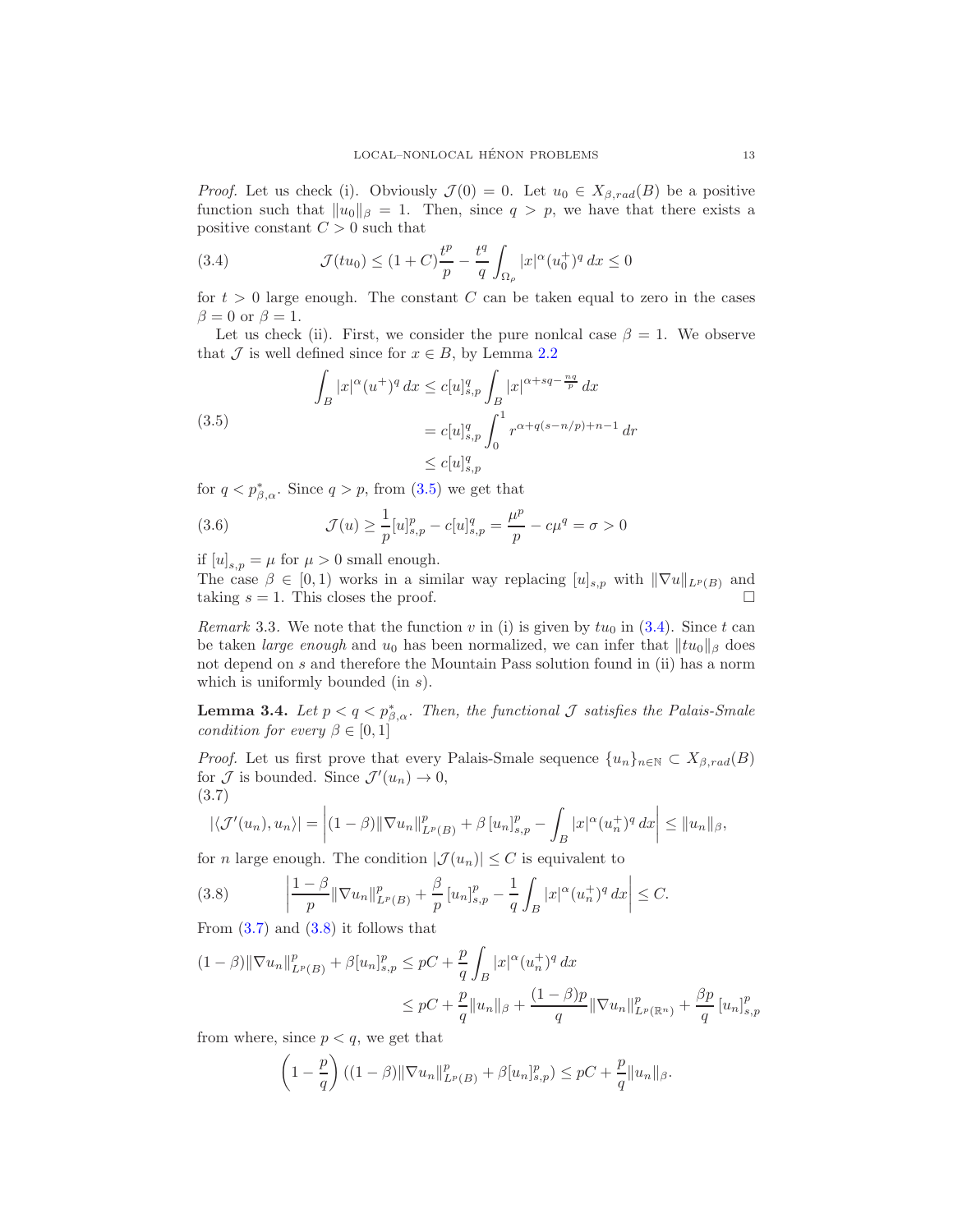*Proof.* Let us check (i). Obviously $\mathcal{J}(0) = 0$. Let $u_0 \in X_{\beta,rad}(B)$ be a positive function such that $\|u_0\|_\beta = 1$. Then, since $q > p$, we have that there exists a positive constant $C > 0$ such that

$$
\mathcal{J}(tu_0) \leq (1+C)\frac{t^p}{p} - \frac{t^q}{q}\int_{\Omega_\rho} |x|^\alpha (u_0^+)^q \, dx \leq 0 \tag{3.4}
$$

for $t > 0$ large enough. The constant $C$ can be taken equal to zero in the cases $\beta = 0$ or $\beta = 1$.

Let us check (ii). First, we consider the pure nonlcal case $\beta = 1$. We observe that $\mathcal{J}$ is well defined since for $x \in B$, by Lemma 2.2

$$
\begin{aligned}
\int_B |x|^\alpha (u^+)^q \, dx &\leq c[u]_{s,p}^q \int_B |x|^{\alpha + sq - \frac{nq}{p}} \, dx \\
&= c[u]_{s,p}^q \int_0^1 r^{\alpha + q(s - n/p) + n - 1} \, dr \\
&\leq c[u]_{s,p}^q
\end{aligned} \tag{3.5}
$$

for $q < p^*_{\beta,\alpha}$. Since $q > p$, from (3.5) we get that

$$
\mathcal{J}(u) \geq \frac{1}{p}[u]_{s,p}^p - c[u]_{s,p}^q = \frac{\mu^p}{p} - c\mu^q = \sigma > 0 \tag{3.6}
$$

if $[u]_{s,p} = \mu$ for $\mu > 0$ small enough.
The case $\beta \in [0,1)$ works in a similar way replacing $[u]_{s,p}$ with $\|\nabla u\|_{L^p(B)}$ and taking $s = 1$. This closes the proof. □

*Remark* 3.3. We note that the function $v$ in (i) is given by $tu_0$ in (3.4). Since $t$ can be taken *large enough* and $u_0$ has been normalized, we can infer that $\|tu_0\|_\beta$ does not depend on $s$ and therefore the Mountain Pass solution found in (ii) has a norm which is uniformly bounded (in $s$).

**Lemma 3.4.** *Let $p < q < p^*_{\beta,\alpha}$. Then, the functional $\mathcal{J}$ satisfies the Palais-Smale condition for every $\beta \in [0,1]$*

*Proof.* Let us first prove that every Palais-Smale sequence $\{u_n\}_{n\in\mathbb{N}} \subset X_{\beta,rad}(B)$ for $\mathcal{J}$ is bounded. Since $\mathcal{J}'(u_n) \to 0$,

$$
|\langle \mathcal{J}'(u_n), u_n \rangle| = \left| (1-\beta)\|\nabla u_n\|_{L^p(B)}^p + \beta\,[u_n]_{s,p}^p - \int_B |x|^\alpha (u_n^+)^q \, dx \right| \leq \|u_n\|_\beta, \tag{3.7}
$$

for $n$ large enough. The condition $|\mathcal{J}(u_n)| \leq C$ is equivalent to

$$
\left| \frac{1-\beta}{p}\|\nabla u_n\|_{L^p(B)}^p + \frac{\beta}{p}\,[u_n]_{s,p}^p - \frac{1}{q}\int_B |x|^\alpha (u_n^+)^q \, dx \right| \leq C. \tag{3.8}
$$

From (3.7) and (3.8) it follows that

$$
\begin{aligned}
(1-\beta)\|\nabla u_n\|_{L^p(B)}^p + \beta[u_n]_{s,p}^p &\leq pC + \frac{p}{q}\int_B |x|^\alpha (u_n^+)^q \, dx \\
&\leq pC + \frac{p}{q}\|u_n\|_\beta + \frac{(1-\beta)p}{q}\|\nabla u_n\|_{L^p(\mathbb{R}^n)}^p + \frac{\beta p}{q}\,[u_n]_{s,p}^p
\end{aligned}
$$

from where, since $p < q$, we get that

$$
\left(1 - \frac{p}{q}\right)\left((1-\beta)\|\nabla u_n\|_{L^p(B)}^p + \beta[u_n]_{s,p}^p\right) \leq pC + \frac{p}{q}\|u_n\|_\beta.
$$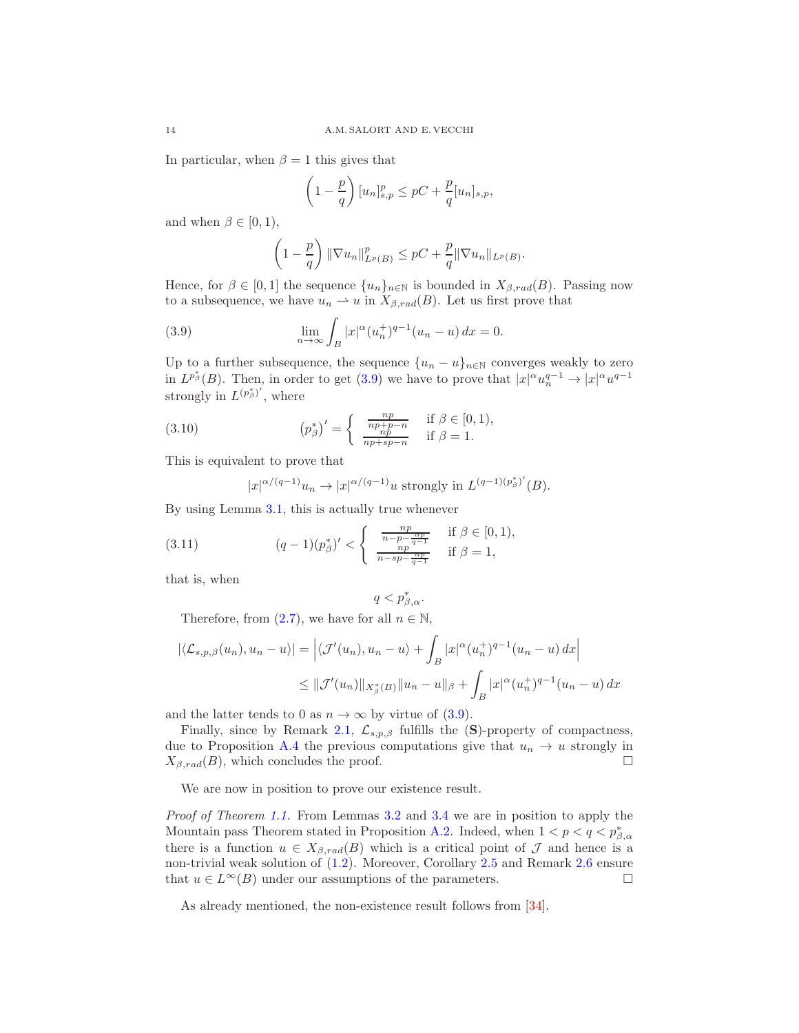In particular, when $\beta = 1$ this gives that

$$\left(1 - \frac{p}{q}\right) [u_n]_{s,p}^p \le pC + \frac{p}{q}[u_n]_{s,p},$$

and when $\beta \in [0,1)$,

$$\left(1 - \frac{p}{q}\right) \|\nabla u_n\|_{L^p(B)}^p \le pC + \frac{p}{q}\|\nabla u_n\|_{L^p(B)}.$$

Hence, for $\beta \in [0,1]$ the sequence $\{u_n\}_{n\in\mathbb{N}}$ is bounded in $X_{\beta,rad}(B)$. Passing now to a subsequence, we have $u_n \rightharpoonup u$ in $X_{\beta,rad}(B)$. Let us first prove that

$$\lim_{n\to\infty} \int_B |x|^\alpha (u_n^+)^{q-1}(u_n - u)\, dx = 0. \tag{3.9}$$

Up to a further subsequence, the sequence $\{u_n - u\}_{n\in\mathbb{N}}$ converges weakly to zero in $L^{p_\beta^*}(B)$. Then, in order to get (3.9) we have to prove that $|x|^\alpha u_n^{q-1} \to |x|^\alpha u^{q-1}$ strongly in $L^{(p_\beta^*)'}$, where

$$\left(p_\beta^*\right)' = \begin{cases} \frac{np}{np+p-n} & \text{if } \beta \in [0,1), \\ \frac{np}{np+sp-n} & \text{if } \beta = 1. \end{cases} \tag{3.10}$$

This is equivalent to prove that

$$|x|^{\alpha/(q-1)} u_n \to |x|^{\alpha/(q-1)} u \text{ strongly in } L^{(q-1)(p_\beta^*)'}(B).$$

By using Lemma 3.1, this is actually true whenever

$$(q-1)(p_\beta^*)' < \begin{cases} \frac{np}{n-p-\frac{\alpha p}{q-1}} & \text{if } \beta \in [0,1), \\ \frac{np}{n-sp-\frac{\alpha p}{q-1}} & \text{if } \beta = 1, \end{cases} \tag{3.11}$$

that is, when

$$q < p_{\beta,\alpha}^*.$$

Therefore, from (2.7), we have for all $n \in \mathbb{N}$,

$$\begin{aligned} |\langle \mathcal{L}_{s,p,\beta}(u_n), u_n - u\rangle| &= \left| \langle \mathcal{J}'(u_n), u_n - u\rangle + \int_B |x|^\alpha (u_n^+)^{q-1}(u_n - u)\, dx \right| \\ &\le \|\mathcal{J}'(u_n)\|_{X_\beta^*(B)} \|u_n - u\|_\beta + \int_B |x|^\alpha (u_n^+)^{q-1}(u_n - u)\, dx \end{aligned}$$

and the latter tends to 0 as $n \to \infty$ by virtue of (3.9).

Finally, since by Remark 2.1, $\mathcal{L}_{s,p,\beta}$ fulfills the (**S**)-property of compactness, due to Proposition A.4 the previous computations give that $u_n \to u$ strongly in $X_{\beta,rad}(B)$, which concludes the proof. $\square$

We are now in position to prove our existence result.

*Proof of Theorem 1.1.* From Lemmas 3.2 and 3.4 we are in position to apply the Mountain pass Theorem stated in Proposition A.2. Indeed, when $1 < p < q < p_{\beta,\alpha}^*$ there is a function $u \in X_{\beta,rad}(B)$ which is a critical point of $\mathcal{J}$ and hence is a non-trivial weak solution of (1.2). Moreover, Corollary 2.5 and Remark 2.6 ensure that $u \in L^\infty(B)$ under our assumptions of the parameters. $\square$

As already mentioned, the non-existence result follows from [34].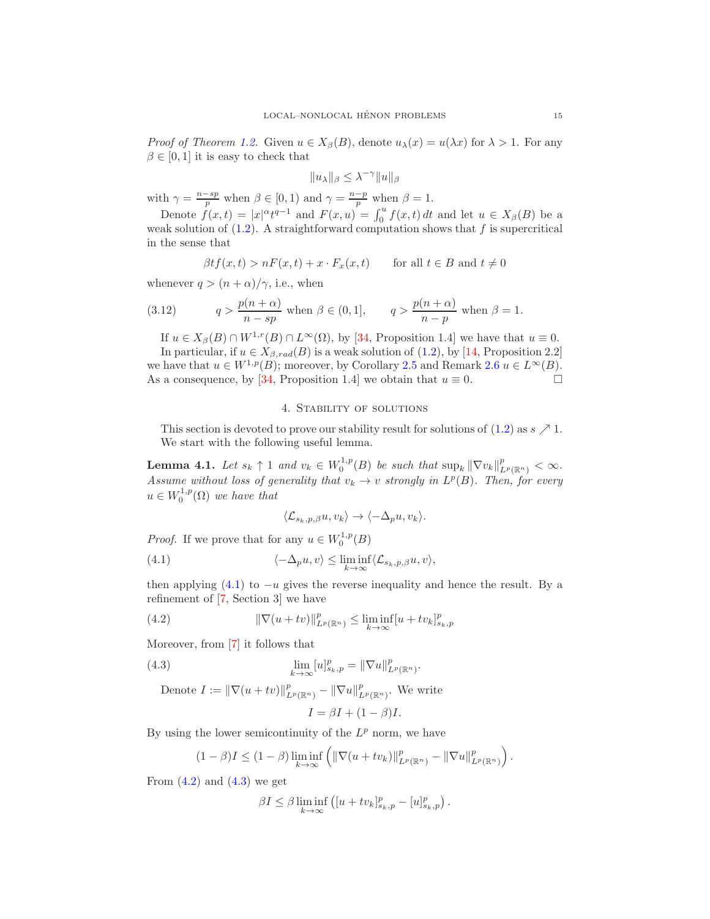*Proof of Theorem 1.2.* Given $u \in X_\beta(B)$, denote $u_\lambda(x) = u(\lambda x)$ for $\lambda > 1$. For any $\beta \in [0,1]$ it is easy to check that

$$\|u_\lambda\|_\beta \le \lambda^{-\gamma}\|u\|_\beta$$

with $\gamma = \frac{n-sp}{p}$ when $\beta \in [0,1)$ and $\gamma = \frac{n-p}{p}$ when $\beta = 1$.

Denote $f(x,t) = |x|^\alpha t^{q-1}$ and $F(x,u) = \int_0^u f(x,t)\,dt$ and let $u \in X_\beta(B)$ be a weak solution of (1.2). A straightforward computation shows that $f$ is supercritical in the sense that

$$\beta t f(x,t) > nF(x,t) + x \cdot F_x(x,t) \qquad \text{for all } t \in B \text{ and } t \neq 0$$

whenever $q > (n+\alpha)/\gamma$, i.e., when

$$q > \frac{p(n+\alpha)}{n-sp} \text{ when } \beta \in (0,1], \qquad q > \frac{p(n+\alpha)}{n-p} \text{ when } \beta = 1. \tag{3.12}$$

If $u \in X_\beta(B) \cap W^{1,r}(B) \cap L^\infty(\Omega)$, by [34, Proposition 1.4] we have that $u \equiv 0$.

In particular, if $u \in X_{\beta,rad}(B)$ is a weak solution of (1.2), by [14, Proposition 2.2] we have that $u \in W^{1,p}(B)$; moreover, by Corollary 2.5 and Remark 2.6 $u \in L^\infty(B)$. As a consequence, by [34, Proposition 1.4] we obtain that $u \equiv 0$. □

## 4. Stability of solutions

This section is devoted to prove our stability result for solutions of (1.2) as $s \nearrow 1$. We start with the following useful lemma.

**Lemma 4.1.** *Let $s_k \uparrow 1$ and $v_k \in W_0^{1,p}(B)$ be such that $\sup_k \|\nabla v_k\|^p_{L^p(\mathbb{R}^n)} < \infty$. Assume without loss of generality that $v_k \to v$ strongly in $L^p(B)$. Then, for every $u \in W_0^{1,p}(\Omega)$ we have that*

$$\langle \mathcal{L}_{s_k,p,\beta} u, v_k\rangle \to \langle -\Delta_p u, v_k\rangle.$$

*Proof.* If we prove that for any $u \in W_0^{1,p}(B)$

$$\langle -\Delta_p u, v\rangle \le \liminf_{k\to\infty} \langle \mathcal{L}_{s_k,p,\beta} u, v\rangle, \tag{4.1}$$

then applying (4.1) to $-u$ gives the reverse inequality and hence the result. By a refinement of [7, Section 3] we have

$$\|\nabla(u+tv)\|^p_{L^p(\mathbb{R}^n)} \le \liminf_{k\to\infty} [u+tv_k]^p_{s_k,p} \tag{4.2}$$

Moreover, from [7] it follows that

$$\lim_{k\to\infty} [u]^p_{s_k,p} = \|\nabla u\|^p_{L^p(\mathbb{R}^n)}. \tag{4.3}$$

Denote $I := \|\nabla(u+tv)\|^p_{L^p(\mathbb{R}^n)} - \|\nabla u\|^p_{L^p(\mathbb{R}^n)}$. We write

$$I = \beta I + (1-\beta)I.$$

By using the lower semicontinuity of the $L^p$ norm, we have

$$(1-\beta)I \le (1-\beta)\liminf_{k\to\infty}\left(\|\nabla(u+tv_k)\|^p_{L^p(\mathbb{R}^n)} - \|\nabla u\|^p_{L^p(\mathbb{R}^n)}\right).$$

From (4.2) and (4.3) we get

$$\beta I \le \beta \liminf_{k\to\infty}\left([u+tv_k]^p_{s_k,p} - [u]^p_{s_k,p}\right).$$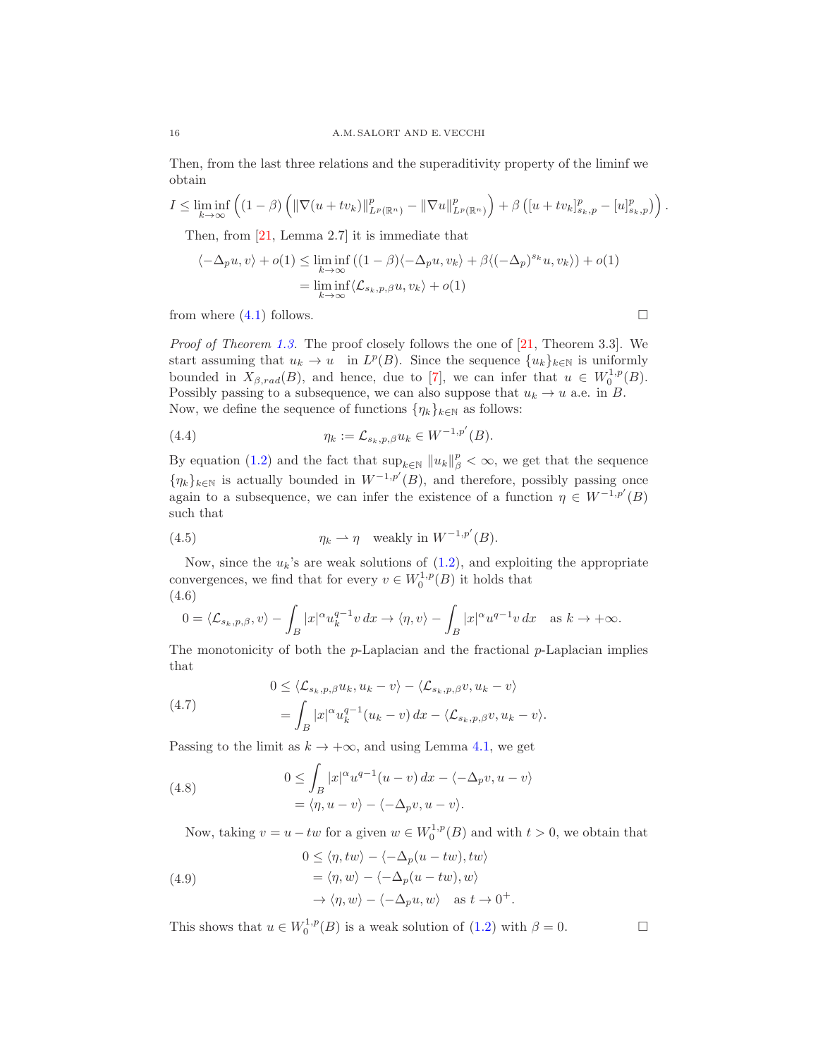Then, from the last three relations and the superaditivity property of the liminf we obtain

$$I \leq \liminf_{k\to\infty} \left( (1-\beta) \left( \|\nabla(u+tv_k)\|^p_{L^p(\mathbb{R}^n)} - \|\nabla u\|^p_{L^p(\mathbb{R}^n)} \right) + \beta \left( [u+tv_k]^p_{s_k,p} - [u]^p_{s_k,p} \right) \right).$$

Then, from [21, Lemma 2.7] it is immediate that

$$\begin{aligned}
\langle -\Delta_p u, v\rangle + o(1) &\leq \liminf_{k\to\infty} \left( (1-\beta)\langle -\Delta_p u, v_k\rangle + \beta \langle (-\Delta_p)^{s_k} u, v_k\rangle \right) + o(1) \\
&= \liminf_{k\to\infty} \langle \mathcal{L}_{s_k,p,\beta} u, v_k\rangle + o(1)
\end{aligned}$$

from where (4.1) follows. □

*Proof of Theorem 1.3.* The proof closely follows the one of [21, Theorem 3.3]. We start assuming that $u_k \to u$ in $L^p(B)$. Since the sequence $\{u_k\}_{k\in\mathbb{N}}$ is uniformly bounded in $X_{\beta,rad}(B)$, and hence, due to [7], we can infer that $u \in W^{1,p}_0(B)$. Possibly passing to a subsequence, we can also suppose that $u_k \to u$ a.e. in $B$. Now, we define the sequence of functions $\{\eta_k\}_{k\in\mathbb{N}}$ as follows:

$$\eta_k := \mathcal{L}_{s_k,p,\beta} u_k \in W^{-1,p'}(B). \tag{4.4}$$

By equation (1.2) and the fact that $\sup_{k\in\mathbb{N}} \|u_k\|^p_\beta < \infty$, we get that the sequence $\{\eta_k\}_{k\in\mathbb{N}}$ is actually bounded in $W^{-1,p'}(B)$, and therefore, possibly passing once again to a subsequence, we can infer the existence of a function $\eta \in W^{-1,p'}(B)$ such that

$$\eta_k \rightharpoonup \eta \quad \text{weakly in } W^{-1,p'}(B). \tag{4.5}$$

Now, since the $u_k$'s are weak solutions of (1.2), and exploiting the appropriate convergences, we find that for every $v \in W^{1,p}_0(B)$ it holds that

$$0 = \langle \mathcal{L}_{s_k,p,\beta}, v\rangle - \int_B |x|^\alpha u_k^{q-1} v\, dx \to \langle \eta, v\rangle - \int_B |x|^\alpha u^{q-1} v\, dx \quad \text{as } k \to +\infty. \tag{4.6}$$

The monotonicity of both the $p$-Laplacian and the fractional $p$-Laplacian implies that

$$\begin{aligned}
0 &\leq \langle \mathcal{L}_{s_k,p,\beta} u_k, u_k - v\rangle - \langle \mathcal{L}_{s_k,p,\beta} v, u_k - v\rangle \\
&= \int_B |x|^\alpha u_k^{q-1}(u_k - v)\, dx - \langle \mathcal{L}_{s_k,p,\beta} v, u_k - v\rangle.
\end{aligned} \tag{4.7}$$

Passing to the limit as $k \to +\infty$, and using Lemma 4.1, we get

$$\begin{aligned}
0 &\leq \int_B |x|^\alpha u^{q-1}(u-v)\, dx - \langle -\Delta_p v, u - v\rangle \\
&= \langle \eta, u - v\rangle - \langle -\Delta_p v, u - v\rangle.
\end{aligned} \tag{4.8}$$

Now, taking $v = u - tw$ for a given $w \in W^{1,p}_0(B)$ and with $t > 0$, we obtain that

$$\begin{aligned}
0 &\leq \langle \eta, tw\rangle - \langle -\Delta_p(u - tw), tw\rangle \\
&= \langle \eta, w\rangle - \langle -\Delta_p(u - tw), w\rangle \\
&\to \langle \eta, w\rangle - \langle -\Delta_p u, w\rangle \quad \text{as } t \to 0^+.
\end{aligned} \tag{4.9}$$

This shows that $u \in W^{1,p}_0(B)$ is a weak solution of (1.2) with $\beta = 0$. □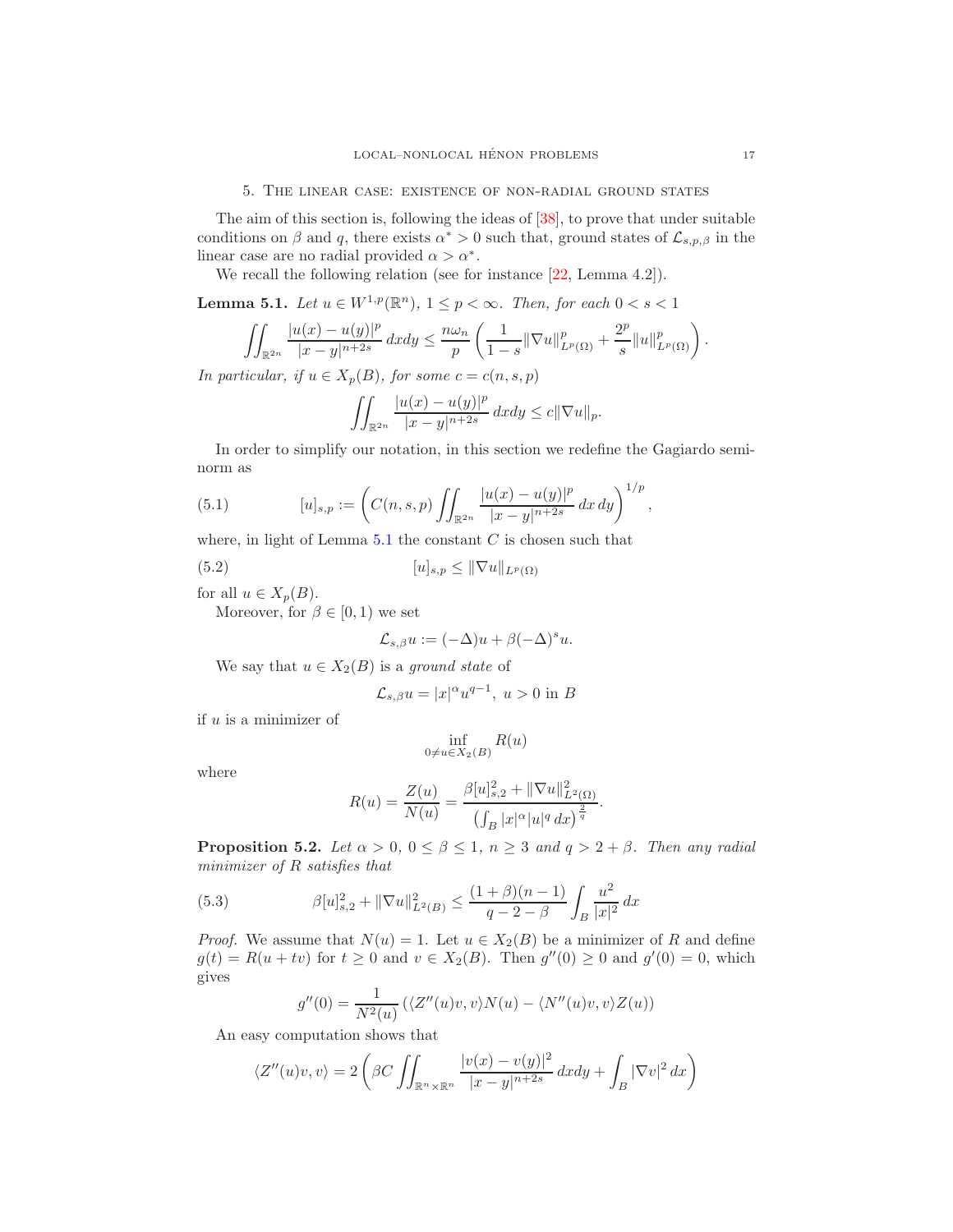## 5. The linear case: existence of non-radial ground states

The aim of this section is, following the ideas of [38], to prove that under suitable conditions on $\beta$ and $q$, there exists $\alpha^* > 0$ such that, ground states of $\mathcal{L}_{s,p,\beta}$ in the linear case are no radial provided $\alpha > \alpha^*$.

We recall the following relation (see for instance [22, Lemma 4.2]).

**Lemma 5.1.** *Let $u \in W^{1,p}(\mathbb{R}^n)$, $1 \leq p < \infty$. Then, for each $0 < s < 1$*

$$\iint_{\mathbb{R}^{2n}} \frac{|u(x)-u(y)|^p}{|x-y|^{n+2s}}\,dxdy \leq \frac{n\omega_n}{p}\left(\frac{1}{1-s}\|\nabla u\|^p_{L^p(\Omega)} + \frac{2^p}{s}\|u\|^p_{L^p(\Omega)}\right).$$

*In particular, if $u \in X_p(B)$, for some $c = c(n,s,p)$*

$$\iint_{\mathbb{R}^{2n}} \frac{|u(x)-u(y)|^p}{|x-y|^{n+2s}}\,dxdy \leq c\|\nabla u\|_p.$$

In order to simplify our notation, in this section we redefine the Gagiardo seminorm as

$$[u]_{s,p} := \left(C(n,s,p)\iint_{\mathbb{R}^{2n}} \frac{|u(x)-u(y)|^p}{|x-y|^{n+2s}}\,dx\,dy\right)^{1/p}, \tag{5.1}$$

where, in light of Lemma 5.1 the constant $C$ is chosen such that

$$[u]_{s,p} \leq \|\nabla u\|_{L^p(\Omega)} \tag{5.2}$$

for all $u \in X_p(B)$.

Moreover, for $\beta \in [0,1)$ we set

$$\mathcal{L}_{s,\beta}u := (-\Delta)u + \beta(-\Delta)^s u.$$

We say that $u \in X_2(B)$ is a *ground state* of

$$\mathcal{L}_{s,\beta}u = |x|^\alpha u^{q-1},\ u > 0 \text{ in } B$$

if $u$ is a minimizer of

$$\inf_{0 \neq u \in X_2(B)} R(u)$$

where

$$R(u) = \frac{Z(u)}{N(u)} = \frac{\beta[u]^2_{s,2} + \|\nabla u\|^2_{L^2(\Omega)}}{\left(\int_B |x|^\alpha |u|^q\,dx\right)^{\frac{2}{q}}}.$$

**Proposition 5.2.** *Let $\alpha > 0$, $0 \leq \beta \leq 1$, $n \geq 3$ and $q > 2+\beta$. Then any radial minimizer of $R$ satisfies that*

$$\beta[u]^2_{s,2} + \|\nabla u\|^2_{L^2(B)} \leq \frac{(1+\beta)(n-1)}{q-2-\beta}\int_B \frac{u^2}{|x|^2}\,dx \tag{5.3}$$

*Proof.* We assume that $N(u) = 1$. Let $u \in X_2(B)$ be a minimizer of $R$ and define $g(t) = R(u+tv)$ for $t \geq 0$ and $v \in X_2(B)$. Then $g''(0) \geq 0$ and $g'(0) = 0$, which gives

$$g''(0) = \frac{1}{N^2(u)}\left(\langle Z''(u)v,v\rangle N(u) - \langle N''(u)v,v\rangle Z(u)\right)$$

An easy computation shows that

$$\langle Z''(u)v,v\rangle = 2\left(\beta C\iint_{\mathbb{R}^n\times\mathbb{R}^n} \frac{|v(x)-v(y)|^2}{|x-y|^{n+2s}}\,dxdy + \int_B |\nabla v|^2\,dx\right)$$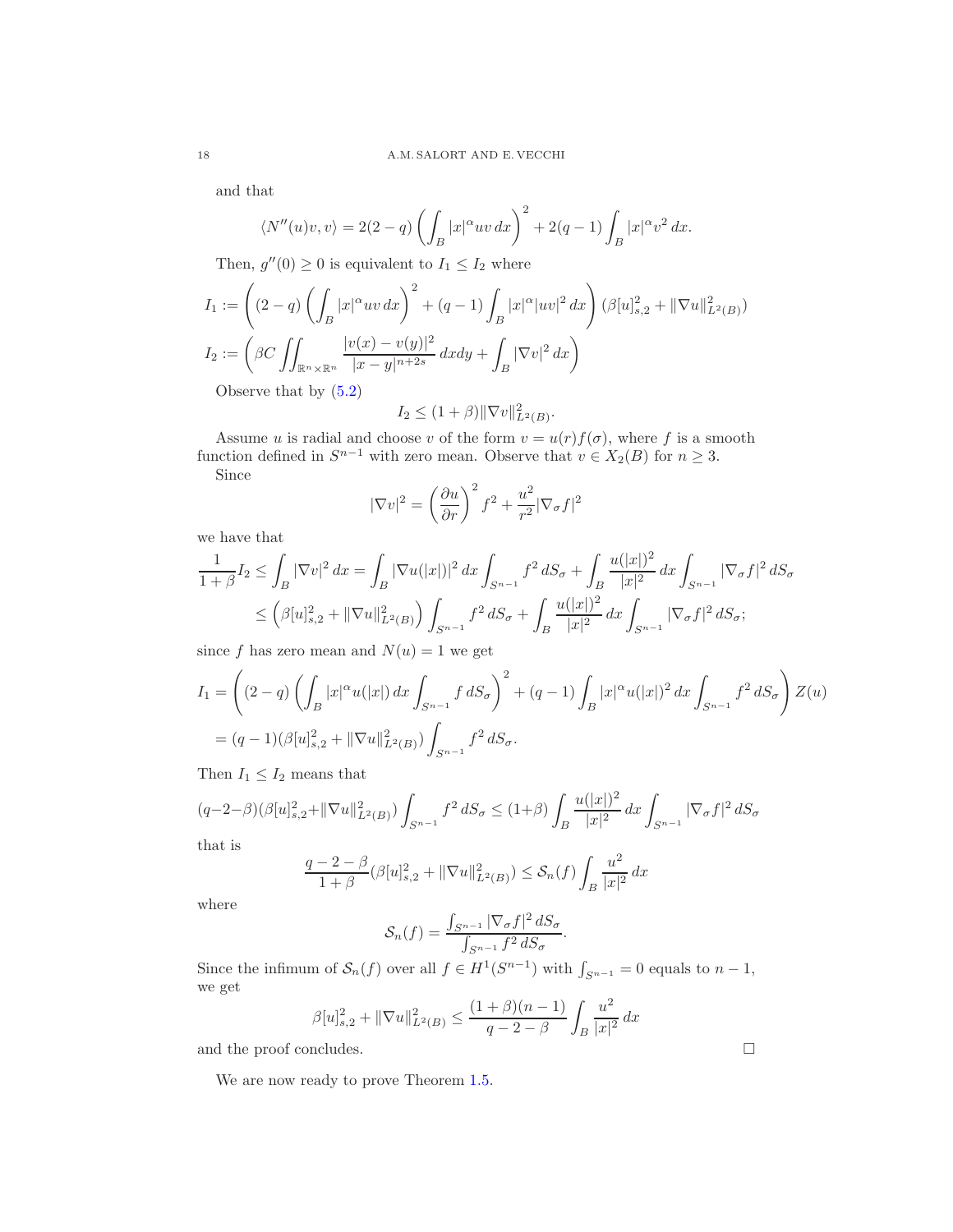and that

$$\langle N''(u)v, v\rangle = 2(2-q)\left(\int_B |x|^\alpha uv\,dx\right)^2 + 2(q-1)\int_B |x|^\alpha v^2\,dx.$$

Then, $g''(0) \geq 0$ is equivalent to $I_1 \leq I_2$ where

$$I_1 := \left((2-q)\left(\int_B |x|^\alpha uv\,dx\right)^2 + (q-1)\int_B |x|^\alpha |uv|^2\,dx\right)(\beta[u]_{s,2}^2 + \|\nabla u\|_{L^2(B)}^2)$$

$$I_2 := \left(\beta C \iint_{\mathbb{R}^n\times\mathbb{R}^n} \frac{|v(x)-v(y)|^2}{|x-y|^{n+2s}}\,dxdy + \int_B |\nabla v|^2\,dx\right)$$

Observe that by (5.2)

$$I_2 \leq (1+\beta)\|\nabla v\|_{L^2(B)}^2.$$

Assume $u$ is radial and choose $v$ of the form $v = u(r)f(\sigma)$, where $f$ is a smooth function defined in $S^{n-1}$ with zero mean. Observe that $v \in X_2(B)$ for $n \geq 3$.

Since

$$|\nabla v|^2 = \left(\frac{\partial u}{\partial r}\right)^2 f^2 + \frac{u^2}{r^2}|\nabla_\sigma f|^2$$

we have that

$$\begin{aligned}
\frac{1}{1+\beta}I_2 &\leq \int_B |\nabla v|^2\,dx = \int_B |\nabla u(|x|)|^2\,dx \int_{S^{n-1}} f^2\,dS_\sigma + \int_B \frac{u(|x|)^2}{|x|^2}\,dx \int_{S^{n-1}} |\nabla_\sigma f|^2\,dS_\sigma \\
&\leq \left(\beta[u]_{s,2}^2 + \|\nabla u\|_{L^2(B)}^2\right)\int_{S^{n-1}} f^2\,dS_\sigma + \int_B \frac{u(|x|)^2}{|x|^2}\,dx \int_{S^{n-1}} |\nabla_\sigma f|^2\,dS_\sigma;
\end{aligned}$$

since $f$ has zero mean and $N(u) = 1$ we get

$$\begin{aligned}
I_1 &= \left((2-q)\left(\int_B |x|^\alpha u(|x|)\,dx \int_{S^{n-1}} f\,dS_\sigma\right)^2 + (q-1)\int_B |x|^\alpha u(|x|)^2\,dx \int_{S^{n-1}} f^2\,dS_\sigma\right) Z(u) \\
&= (q-1)(\beta[u]_{s,2}^2 + \|\nabla u\|_{L^2(B)}^2)\int_{S^{n-1}} f^2\,dS_\sigma.
\end{aligned}$$

Then $I_1 \leq I_2$ means that

$$(q-2-\beta)(\beta[u]_{s,2}^2 + \|\nabla u\|_{L^2(B)}^2)\int_{S^{n-1}} f^2\,dS_\sigma \leq (1+\beta)\int_B \frac{u(|x|)^2}{|x|^2}\,dx \int_{S^{n-1}} |\nabla_\sigma f|^2\,dS_\sigma$$

that is

$$\frac{q-2-\beta}{1+\beta}(\beta[u]_{s,2}^2 + \|\nabla u\|_{L^2(B)}^2) \leq \mathcal{S}_n(f)\int_B \frac{u^2}{|x|^2}\,dx$$

where

$$\mathcal{S}_n(f) = \frac{\int_{S^{n-1}} |\nabla_\sigma f|^2\,dS_\sigma}{\int_{S^{n-1}} f^2\,dS_\sigma}.$$

Since the infimum of $\mathcal{S}_n(f)$ over all $f \in H^1(S^{n-1})$ with $\int_{S^{n-1}} = 0$ equals to $n-1$, we get

$$\beta[u]_{s,2}^2 + \|\nabla u\|_{L^2(B)}^2 \leq \frac{(1+\beta)(n-1)}{q-2-\beta}\int_B \frac{u^2}{|x|^2}\,dx$$

and the proof concludes. □

We are now ready to prove Theorem 1.5.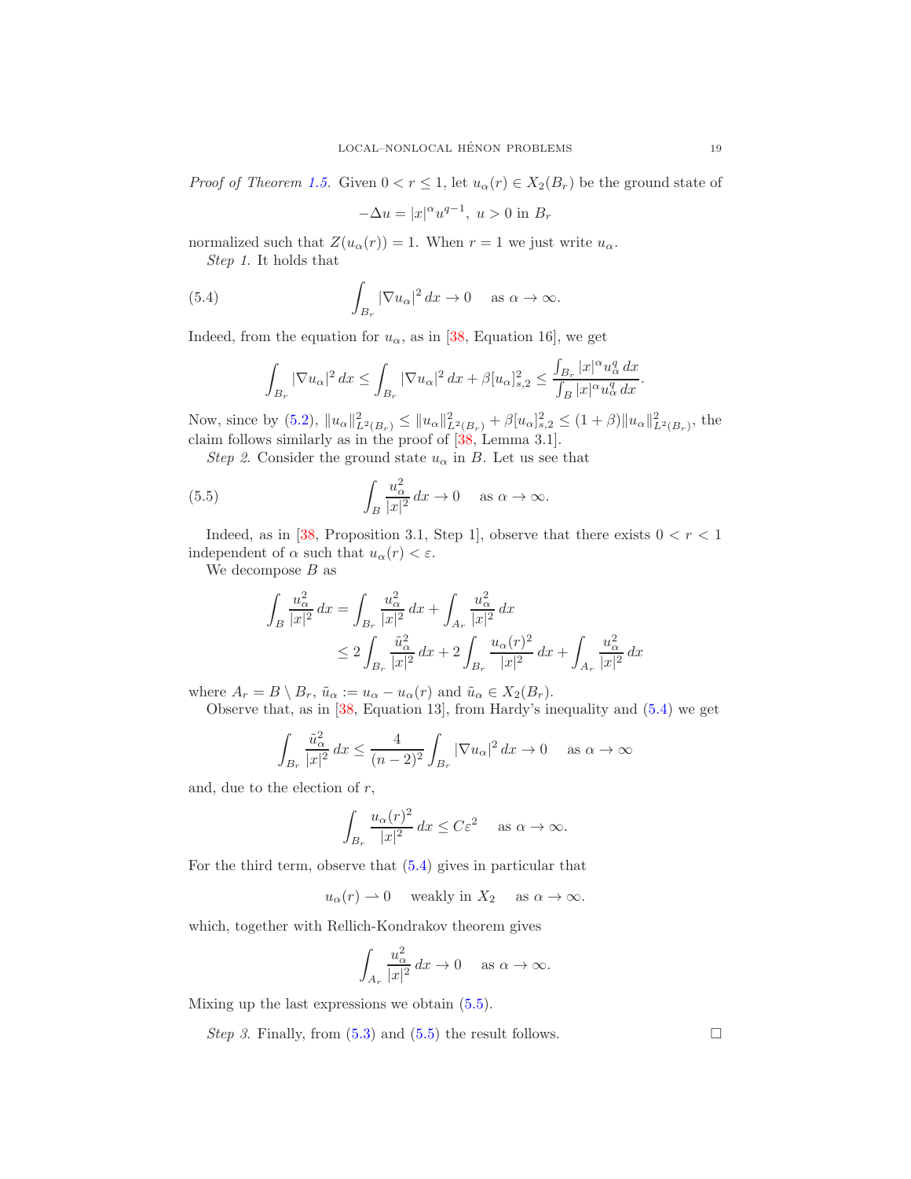*Proof of Theorem 1.5.* Given $0 < r \le 1$, let $u_\alpha(r) \in X_2(B_r)$ be the ground state of

$$-\Delta u = |x|^\alpha u^{q-1}, \; u > 0 \text{ in } B_r$$

normalized such that $Z(u_\alpha(r)) = 1$. When $r = 1$ we just write $u_\alpha$.

*Step 1.* It holds that

$$\int_{B_r} |\nabla u_\alpha|^2 \, dx \to 0 \quad \text{ as } \alpha \to \infty. \tag{5.4}$$

Indeed, from the equation for $u_\alpha$, as in [38, Equation 16], we get

$$\int_{B_r} |\nabla u_\alpha|^2 \, dx \le \int_{B_r} |\nabla u_\alpha|^2 \, dx + \beta [u_\alpha]_{s,2}^2 \le \frac{\int_{B_r} |x|^\alpha u_\alpha^q \, dx}{\int_B |x|^\alpha u_\alpha^q \, dx}.$$

Now, since by (5.2), $\|u_\alpha\|_{L^2(B_r)}^2 \le \|u_\alpha\|_{L^2(B_r)}^2 + \beta [u_\alpha]_{s,2}^2 \le (1+\beta)\|u_\alpha\|_{L^2(B_r)}^2$, the claim follows similarly as in the proof of [38, Lemma 3.1].

*Step 2.* Consider the ground state $u_\alpha$ in $B$. Let us see that

$$\int_B \frac{u_\alpha^2}{|x|^2} \, dx \to 0 \quad \text{ as } \alpha \to \infty. \tag{5.5}$$

Indeed, as in [38, Proposition 3.1, Step 1], observe that there exists $0 < r < 1$ independent of $\alpha$ such that $u_\alpha(r) < \varepsilon$.

We decompose $B$ as

$$\begin{aligned}
\int_B \frac{u_\alpha^2}{|x|^2} \, dx &= \int_{B_r} \frac{u_\alpha^2}{|x|^2} \, dx + \int_{A_r} \frac{u_\alpha^2}{|x|^2} \, dx \\
&\le 2 \int_{B_r} \frac{\tilde{u}_\alpha^2}{|x|^2} \, dx + 2 \int_{B_r} \frac{u_\alpha(r)^2}{|x|^2} \, dx + \int_{A_r} \frac{u_\alpha^2}{|x|^2} \, dx
\end{aligned}$$

where $A_r = B \setminus B_r$, $\tilde{u}_\alpha := u_\alpha - u_\alpha(r)$ and $\tilde{u}_\alpha \in X_2(B_r)$.

Observe that, as in [38, Equation 13], from Hardy's inequality and (5.4) we get

$$\int_{B_r} \frac{\tilde{u}_\alpha^2}{|x|^2} \, dx \le \frac{4}{(n-2)^2} \int_{B_r} |\nabla u_\alpha|^2 \, dx \to 0 \quad \text{ as } \alpha \to \infty$$

and, due to the election of $r$,

$$\int_{B_r} \frac{u_\alpha(r)^2}{|x|^2} \, dx \le C\varepsilon^2 \quad \text{ as } \alpha \to \infty.$$

For the third term, observe that (5.4) gives in particular that

$$u_\alpha(r) \rightharpoonup 0 \quad \text{ weakly in } X_2 \quad \text{ as } \alpha \to \infty.$$

which, together with Rellich-Kondrakov theorem gives

$$\int_{A_r} \frac{u_\alpha^2}{|x|^2} \, dx \to 0 \quad \text{ as } \alpha \to \infty.$$

Mixing up the last expressions we obtain (5.5).

*Step 3.* Finally, from (5.3) and (5.5) the result follows. $\square$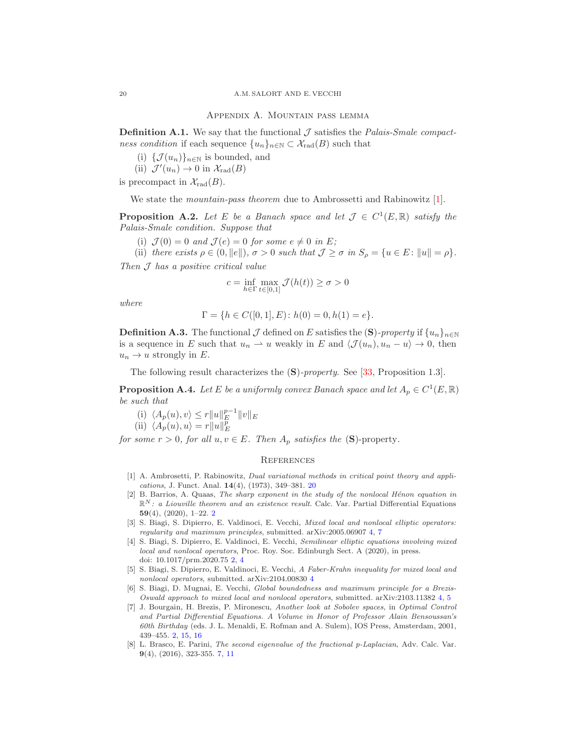## Appendix A. Mountain pass lemma

**Definition A.1.** We say that the functional $\mathcal{J}$ satisfies the *Palais-Smale compactness condition* if each sequence $\{u_n\}_{n\in\mathbb{N}} \subset \mathcal{X}_{\rm rad}(B)$ such that

(i) $\{\mathcal{J}(u_n)\}_{n\in\mathbb{N}}$ is bounded, and
(ii) $\mathcal{J}'(u_n) \to 0$ in $\mathcal{X}_{\rm rad}(B)$

is precompact in $\mathcal{X}_{\rm rad}(B)$.

We state the *mountain-pass theorem* due to Ambrossetti and Rabinowitz [1].

**Proposition A.2.** *Let $E$ be a Banach space and let $\mathcal{J} \in C^1(E, \mathbb{R})$ satisfy the Palais-Smale condition. Suppose that*

(i) *$\mathcal{J}(0) = 0$ and $\mathcal{J}(e) = 0$ for some $e \neq 0$ in $E$;*
(ii) *there exists $\rho \in (0, \|e\|)$, $\sigma > 0$ such that $\mathcal{J} \geq \sigma$ in $S_\rho = \{u \in E : \|u\| = \rho\}$.*

*Then $\mathcal{J}$ has a positive critical value*

$$c = \inf_{h\in\Gamma} \max_{t\in[0,1]} \mathcal{J}(h(t)) \geq \sigma > 0$$

*where*

$$\Gamma = \{h \in C([0,1], E) : h(0) = 0, h(1) = e\}.$$

**Definition A.3.** The functional $\mathcal{J}$ defined on $E$ satisfies the $(\mathbf{S})$*-property* if $\{u_n\}_{n\in\mathbb{N}}$ is a sequence in $E$ such that $u_n \rightharpoonup u$ weakly in $E$ and $\langle \mathcal{J}(u_n), u_n - u\rangle \to 0$, then $u_n \to u$ strongly in $E$.

The following result characterizes the $(\mathbf{S})$*-property*. See [33, Proposition 1.3].

**Proposition A.4.** *Let $E$ be a uniformly convex Banach space and let $A_p \in C^1(E, \mathbb{R})$ be such that*

(i) $\langle A_p(u), v\rangle \leq r\|u\|_E^{p-1}\|v\|_E$
(ii) $\langle A_p(u), u\rangle = r\|u\|_E^p$

*for some $r > 0$, for all $u, v \in E$. Then $A_p$ satisfies the* $(\mathbf{S})$-property.

## References

[1] A. Ambrosetti, P. Rabinowitz, *Dual variational methods in critical point theory and applications*, J. Funct. Anal. **14**(4), (1973), 349–381. 20

[2] B. Barrios, A. Quaas, *The sharp exponent in the study of the nonlocal Hénon equation in $\mathbb{R}^N$: a Liouville theorem and an existence result.* Calc. Var. Partial Differential Equations **59**(4), (2020), 1–22. 2

[3] S. Biagi, S. Dipierro, E. Valdinoci, E. Vecchi, *Mixed local and nonlocal elliptic operators: regularity and maximum principles*, submitted. arXiv:2005.06907 4, 7

[4] S. Biagi, S. Dipierro, E. Valdinoci, E. Vecchi, *Semilinear elliptic equations involving mixed local and nonlocal operators*, Proc. Roy. Soc. Edinburgh Sect. A (2020), in press. doi: 10.1017/prm.2020.75 2, 4

[5] S. Biagi, S. Dipierro, E. Valdinoci, E. Vecchi, *A Faber-Krahn inequality for mixed local and nonlocal operators*, submitted. arXiv:2104.00830 4

[6] S. Biagi, D. Mugnai, E. Vecchi, *Global boundedness and maximum principle for a Brezis-Oswald approach to mixed local and nonlocal operators*, submitted. arXiv:2103.11382 4, 5

[7] J. Bourgain, H. Brezis, P. Mironescu, *Another look at Sobolev spaces*, in *Optimal Control and Partial Differential Equations. A Volume in Honor of Professor Alain Bensoussan's 60th Birthday* (eds. J. L. Menaldi, E. Rofman and A. Sulem), IOS Press, Amsterdam, 2001, 439–455. 2, 15, 16

[8] L. Brasco, E. Parini, *The second eigenvalue of the fractional p-Laplacian*, Adv. Calc. Var. **9**(4), (2016), 323-355. 7, 11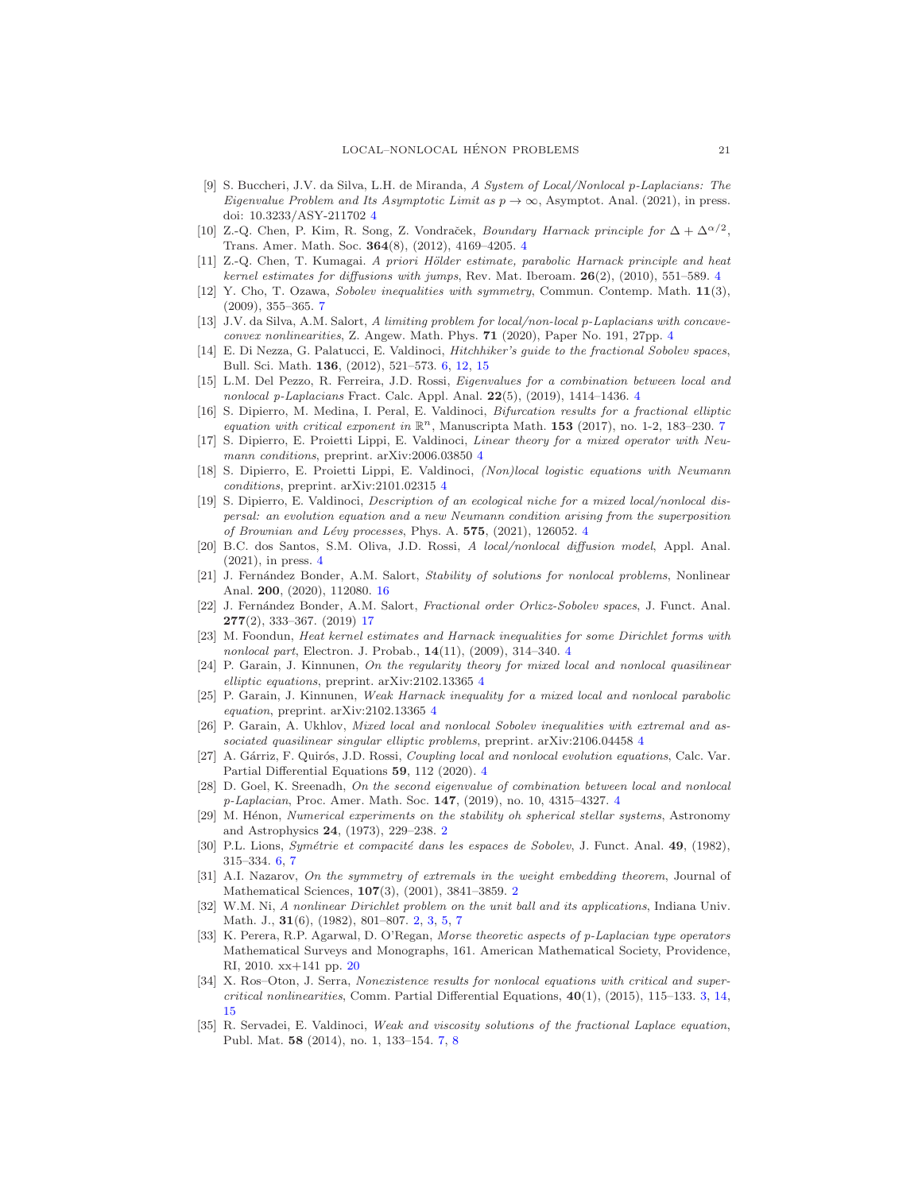[9] S. Buccheri, J.V. da Silva, L.H. de Miranda, *A System of Local/Nonlocal p-Laplacians: The Eigenvalue Problem and Its Asymptotic Limit as $p \to \infty$*, Asymptot. Anal. (2021), in press. doi: 10.3233/ASY-211702 4

[10] Z.-Q. Chen, P. Kim, R. Song, Z. Vondraček, *Boundary Harnack principle for $\Delta + \Delta^{\alpha/2}$*, Trans. Amer. Math. Soc. **364**(8), (2012), 4169–4205. 4

[11] Z.-Q. Chen, T. Kumagai. *A priori Hölder estimate, parabolic Harnack principle and heat kernel estimates for diffusions with jumps*, Rev. Mat. Iberoam. **26**(2), (2010), 551–589. 4

[12] Y. Cho, T. Ozawa, *Sobolev inequalities with symmetry*, Commun. Contemp. Math. **11**(3), (2009), 355–365. 7

[13] J.V. da Silva, A.M. Salort, *A limiting problem for local/non-local p-Laplacians with concave-convex nonlinearities*, Z. Angew. Math. Phys. **71** (2020), Paper No. 191, 27pp. 4

[14] E. Di Nezza, G. Palatucci, E. Valdinoci, *Hitchhiker's guide to the fractional Sobolev spaces*, Bull. Sci. Math. **136**, (2012), 521–573. 6, 12, 15

[15] L.M. Del Pezzo, R. Ferreira, J.D. Rossi, *Eigenvalues for a combination between local and nonlocal p-Laplacians* Fract. Calc. Appl. Anal. **22**(5), (2019), 1414–1436. 4

[16] S. Dipierro, M. Medina, I. Peral, E. Valdinoci, *Bifurcation results for a fractional elliptic equation with critical exponent in $\mathbb{R}^n$*, Manuscripta Math. **153** (2017), no. 1-2, 183–230. 7

[17] S. Dipierro, E. Proietti Lippi, E. Valdinoci, *Linear theory for a mixed operator with Neumann conditions*, preprint. arXiv:2006.03850 4

[18] S. Dipierro, E. Proietti Lippi, E. Valdinoci, *(Non)local logistic equations with Neumann conditions*, preprint. arXiv:2101.02315 4

[19] S. Dipierro, E. Valdinoci, *Description of an ecological niche for a mixed local/nonlocal dispersal: an evolution equation and a new Neumann condition arising from the superposition of Brownian and Lévy processes*, Phys. A. **575**, (2021), 126052. 4

[20] B.C. dos Santos, S.M. Oliva, J.D. Rossi, *A local/nonlocal diffusion model*, Appl. Anal. (2021), in press. 4

[21] J. Fernández Bonder, A.M. Salort, *Stability of solutions for nonlocal problems*, Nonlinear Anal. **200**, (2020), 112080. 16

[22] J. Fernández Bonder, A.M. Salort, *Fractional order Orlicz-Sobolev spaces*, J. Funct. Anal. **277**(2), 333–367. (2019) 17

[23] M. Foondun, *Heat kernel estimates and Harnack inequalities for some Dirichlet forms with nonlocal part*, Electron. J. Probab., **14**(11), (2009), 314–340. 4

[24] P. Garain, J. Kinnunen, *On the regularity theory for mixed local and nonlocal quasilinear elliptic equations*, preprint. arXiv:2102.13365 4

[25] P. Garain, J. Kinnunen, *Weak Harnack inequality for a mixed local and nonlocal parabolic equation*, preprint. arXiv:2102.13365 4

[26] P. Garain, A. Ukhlov, *Mixed local and nonlocal Sobolev inequalities with extremal and associated quasilinear singular elliptic problems*, preprint. arXiv:2106.04458 4

[27] A. Gárriz, F. Quirós, J.D. Rossi, *Coupling local and nonlocal evolution equations*, Calc. Var. Partial Differential Equations **59**, 112 (2020). 4

[28] D. Goel, K. Sreenadh, *On the second eigenvalue of combination between local and nonlocal p-Laplacian*, Proc. Amer. Math. Soc. **147**, (2019), no. 10, 4315–4327. 4

[29] M. Hénon, *Numerical experiments on the stability oh spherical stellar systems*, Astronomy and Astrophysics **24**, (1973), 229–238. 2

[30] P.L. Lions, *Symétrie et compacité dans les espaces de Sobolev*, J. Funct. Anal. **49**, (1982), 315–334. 6, 7

[31] A.I. Nazarov, *On the symmetry of extremals in the weight embedding theorem*, Journal of Mathematical Sciences, **107**(3), (2001), 3841–3859. 2

[32] W.M. Ni, *A nonlinear Dirichlet problem on the unit ball and its applications*, Indiana Univ. Math. J., **31**(6), (1982), 801–807. 2, 3, 5, 7

[33] K. Perera, R.P. Agarwal, D. O'Regan, *Morse theoretic aspects of p-Laplacian type operators* Mathematical Surveys and Monographs, 161. American Mathematical Society, Providence, RI, 2010. xx+141 pp. 20

[34] X. Ros–Oton, J. Serra, *Nonexistence results for nonlocal equations with critical and supercritical nonlinearities*, Comm. Partial Differential Equations, **40**(1), (2015), 115–133. 3, 14, 15

[35] R. Servadei, E. Valdinoci, *Weak and viscosity solutions of the fractional Laplace equation*, Publ. Mat. **58** (2014), no. 1, 133–154. 7, 8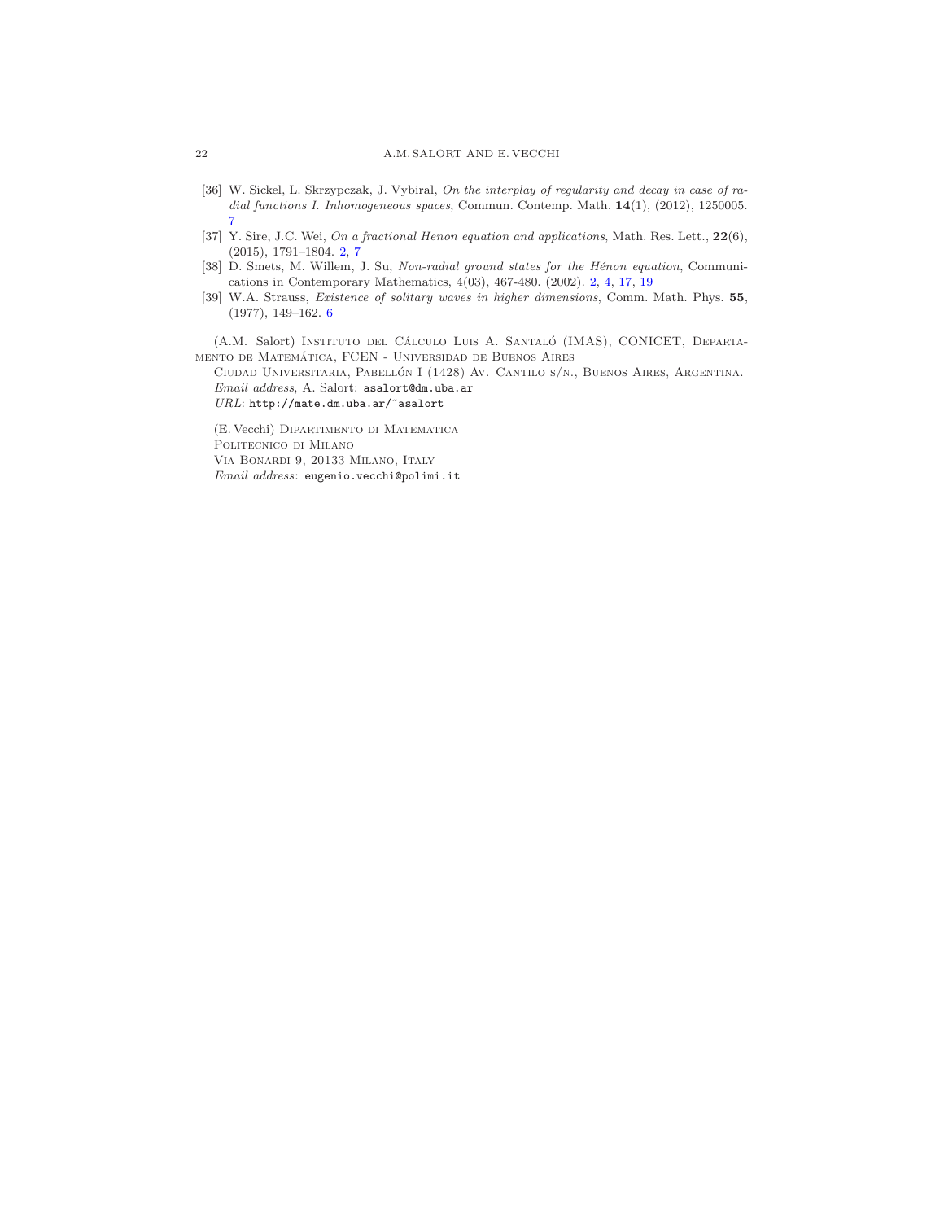[36] W. Sickel, L. Skrzypczak, J. Vybiral, *On the interplay of regularity and decay in case of radial functions I. Inhomogeneous spaces*, Commun. Contemp. Math. **14**(1), (2012), 1250005. 7

[37] Y. Sire, J.C. Wei, *On a fractional Henon equation and applications*, Math. Res. Lett., **22**(6), (2015), 1791–1804. 2, 7

[38] D. Smets, M. Willem, J. Su, *Non-radial ground states for the Hénon equation*, Communications in Contemporary Mathematics, 4(03), 467-480. (2002). 2, 4, 17, 19

[39] W.A. Strauss, *Existence of solitary waves in higher dimensions*, Comm. Math. Phys. **55**, (1977), 149–162. 6

(A.M. Salort) Instituto del Cálculo Luis A. Santaló (IMAS), CONICET, Departamento de Matemática, FCEN - Universidad de Buenos Aires
Ciudad Universitaria, Pabellón I (1428) Av. Cantilo s/n., Buenos Aires, Argentina.
*Email address*, A. Salort: asalort@dm.uba.ar
*URL*: http://mate.dm.uba.ar/~asalort

(E. Vecchi) Dipartimento di Matematica
Politecnico di Milano
Via Bonardi 9, 20133 Milano, Italy
*Email address*: eugenio.vecchi@polimi.it